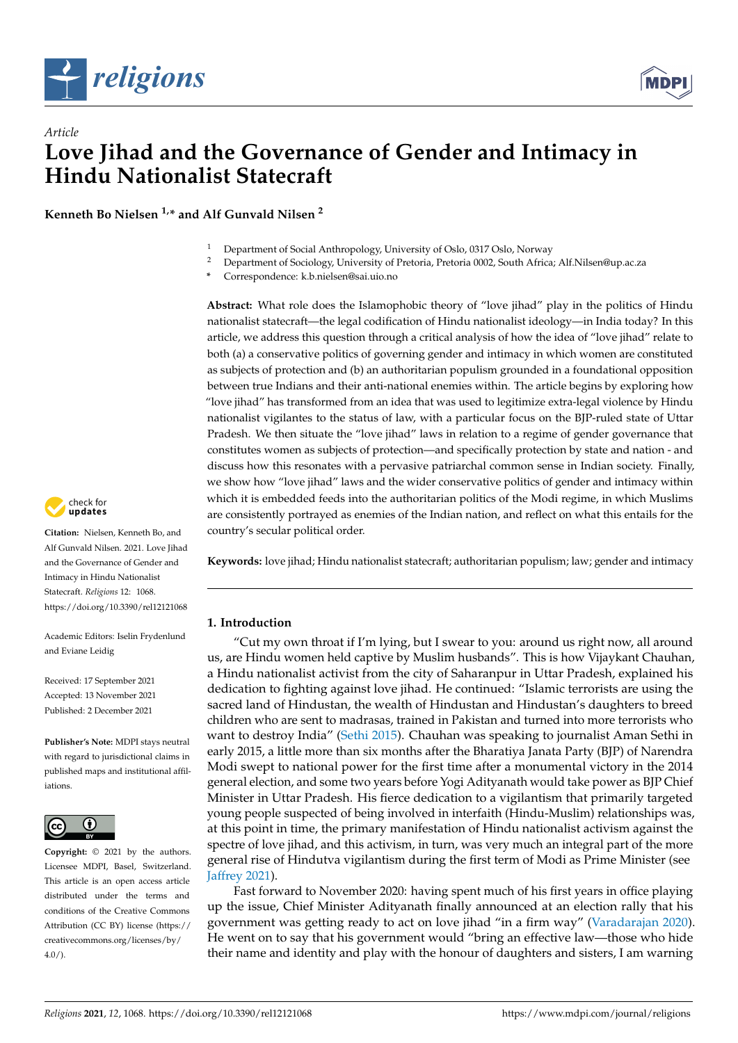*Article*

# Love Jihad and the Governance of Gender and Intimacy in Hindu Nationalist Statecraft

**Kenneth Bo Nielsen [1,*] and Alf Gunvald Nilsen [2]**

[1] Department of Social Anthropology, University of Oslo, 0317 Oslo, Norway
[2] Department of Sociology, University of Pretoria, Pretoria 0002, South Africa; Alf.Nilsen@up.ac.za
* Correspondence: k.b.nielsen@sai.uio.no

**Abstract:** What role does the Islamophobic theory of "love jihad" play in the politics of Hindu nationalist statecraft—the legal codification of Hindu nationalist ideology—in India today? In this article, we address this question through a critical analysis of how the idea of "love jihad" relate to both (a) a conservative politics of governing gender and intimacy in which women are constituted as subjects of protection and (b) an authoritarian populism grounded in a foundational opposition between true Indians and their anti-national enemies within. The article begins by exploring how "love jihad" has transformed from an idea that was used to legitimize extra-legal violence by Hindu nationalist vigilantes to the status of law, with a particular focus on the BJP-ruled state of Uttar Pradesh. We then situate the "love jihad" laws in relation to a regime of gender governance that constitutes women as subjects of protection—and specifically protection by state and nation - and discuss how this resonates with a pervasive patriarchal common sense in Indian society. Finally, we show how "love jihad" laws and the wider conservative politics of gender and intimacy within which it is embedded feeds into the authoritarian politics of the Modi regime, in which Muslims are consistently portrayed as enemies of the Indian nation, and reflect on what this entails for the country's secular political order.

**Keywords:** love jihad; Hindu nationalist statecraft; authoritarian populism; law; gender and intimacy

**Citation:** Nielsen, Kenneth Bo, and Alf Gunvald Nilsen. 2021. Love Jihad and the Governance of Gender and Intimacy in Hindu Nationalist Statecraft. *Religions* 12: 1068. https://doi.org/10.3390/rel12121068

Academic Editors: Iselin Frydenlund and Eviane Leidig

Received: 17 September 2021
Accepted: 13 November 2021
Published: 2 December 2021

**Publisher's Note:** MDPI stays neutral with regard to jurisdictional claims in published maps and institutional affiliations.

**Copyright:** © 2021 by the authors. Licensee MDPI, Basel, Switzerland. This article is an open access article distributed under the terms and conditions of the Creative Commons Attribution (CC BY) license (https://creativecommons.org/licenses/by/4.0/).

## 1. Introduction

"Cut my own throat if I'm lying, but I swear to you: around us right now, all around us, are Hindu women held captive by Muslim husbands". This is how Vijaykant Chauhan, a Hindu nationalist activist from the city of Saharanpur in Uttar Pradesh, explained his dedication to fighting against love jihad. He continued: "Islamic terrorists are using the sacred land of Hindustan, the wealth of Hindustan and Hindustan's daughters to breed children who are sent to madrasas, trained in Pakistan and turned into more terrorists who want to destroy India" (Sethi 2015). Chauhan was speaking to journalist Aman Sethi in early 2015, a little more than six months after the Bharatiya Janata Party (BJP) of Narendra Modi swept to national power for the first time after a monumental victory in the 2014 general election, and some two years before Yogi Adityanath would take power as BJP Chief Minister in Uttar Pradesh. His fierce dedication to a vigilantism that primarily targeted young people suspected of being involved in interfaith (Hindu-Muslim) relationships was, at this point in time, the primary manifestation of Hindu nationalist activism against the spectre of love jihad, and this activism, in turn, was very much an integral part of the more general rise of Hindutva vigilantism during the first term of Modi as Prime Minister (see Jaffrey 2021).

Fast forward to November 2020: having spent much of his first years in office playing up the issue, Chief Minister Adityanath finally announced at an election rally that his government was getting ready to act on love jihad "in a firm way" (Varadarajan 2020). He went on to say that his government would "bring an effective law—those who hide their name and identity and play with the honour of daughters and sisters, I am warning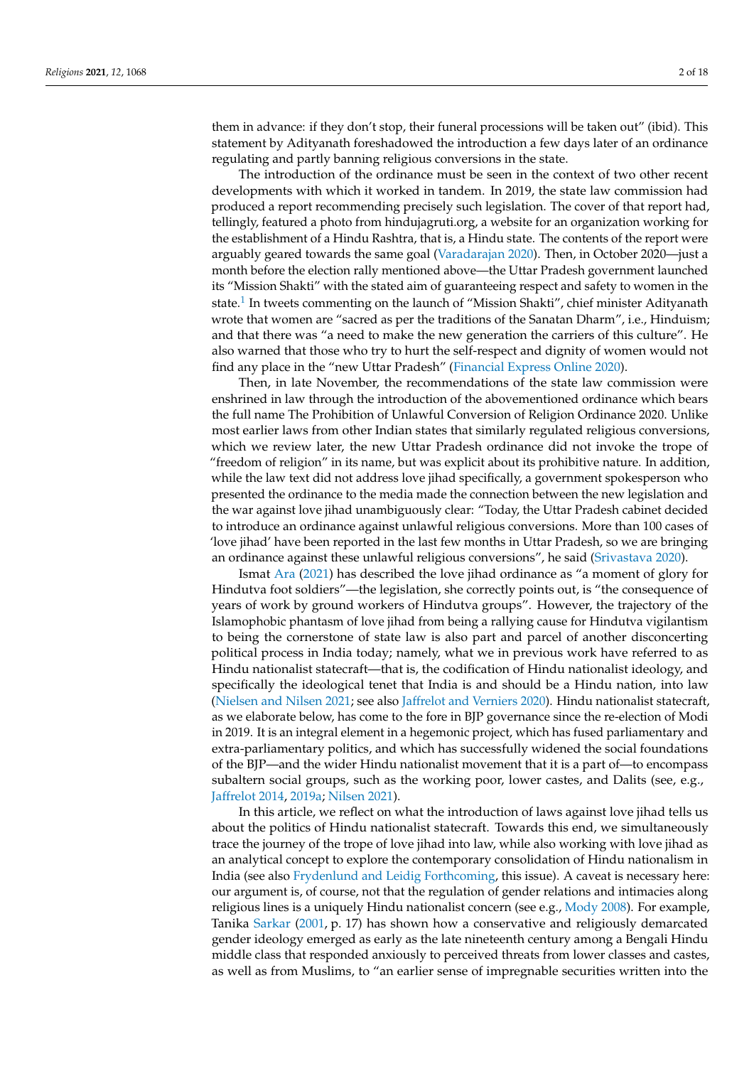them in advance: if they don't stop, their funeral processions will be taken out" (ibid). This statement by Adityanath foreshadowed the introduction a few days later of an ordinance regulating and partly banning religious conversions in the state.

The introduction of the ordinance must be seen in the context of two other recent developments with which it worked in tandem. In 2019, the state law commission had produced a report recommending precisely such legislation. The cover of that report had, tellingly, featured a photo from hindujagruti.org, a website for an organization working for the establishment of a Hindu Rashtra, that is, a Hindu state. The contents of the report were arguably geared towards the same goal (Varadarajan 2020). Then, in October 2020—just a month before the election rally mentioned above—the Uttar Pradesh government launched its "Mission Shakti" with the stated aim of guaranteeing respect and safety to women in the state.[1] In tweets commenting on the launch of "Mission Shakti", chief minister Adityanath wrote that women are "sacred as per the traditions of the Sanatan Dharm", i.e., Hinduism; and that there was "a need to make the new generation the carriers of this culture". He also warned that those who try to hurt the self-respect and dignity of women would not find any place in the "new Uttar Pradesh" (Financial Express Online 2020).

Then, in late November, the recommendations of the state law commission were enshrined in law through the introduction of the abovementioned ordinance which bears the full name The Prohibition of Unlawful Conversion of Religion Ordinance 2020. Unlike most earlier laws from other Indian states that similarly regulated religious conversions, which we review later, the new Uttar Pradesh ordinance did not invoke the trope of "freedom of religion" in its name, but was explicit about its prohibitive nature. In addition, while the law text did not address love jihad specifically, a government spokesperson who presented the ordinance to the media made the connection between the new legislation and the war against love jihad unambiguously clear: "Today, the Uttar Pradesh cabinet decided to introduce an ordinance against unlawful religious conversions. More than 100 cases of 'love jihad' have been reported in the last few months in Uttar Pradesh, so we are bringing an ordinance against these unlawful religious conversions", he said (Srivastava 2020).

Ismat Ara (2021) has described the love jihad ordinance as "a moment of glory for Hindutva foot soldiers"—the legislation, she correctly points out, is "the consequence of years of work by ground workers of Hindutva groups". However, the trajectory of the Islamophobic phantasm of love jihad from being a rallying cause for Hindutva vigilantism to being the cornerstone of state law is also part and parcel of another disconcerting political process in India today; namely, what we in previous work have referred to as Hindu nationalist statecraft—that is, the codification of Hindu nationalist ideology, and specifically the ideological tenet that India is and should be a Hindu nation, into law (Nielsen and Nilsen 2021; see also Jaffrelot and Verniers 2020). Hindu nationalist statecraft, as we elaborate below, has come to the fore in BJP governance since the re-election of Modi in 2019. It is an integral element in a hegemonic project, which has fused parliamentary and extra-parliamentary politics, and which has successfully widened the social foundations of the BJP—and the wider Hindu nationalist movement that it is a part of—to encompass subaltern social groups, such as the working poor, lower castes, and Dalits (see, e.g., Jaffrelot 2014, 2019a; Nilsen 2021).

In this article, we reflect on what the introduction of laws against love jihad tells us about the politics of Hindu nationalist statecraft. Towards this end, we simultaneously trace the journey of the trope of love jihad into law, while also working with love jihad as an analytical concept to explore the contemporary consolidation of Hindu nationalism in India (see also Frydenlund and Leidig Forthcoming, this issue). A caveat is necessary here: our argument is, of course, not that the regulation of gender relations and intimacies along religious lines is a uniquely Hindu nationalist concern (see e.g., Mody 2008). For example, Tanika Sarkar (2001, p. 17) has shown how a conservative and religiously demarcated gender ideology emerged as early as the late nineteenth century among a Bengali Hindu middle class that responded anxiously to perceived threats from lower classes and castes, as well as from Muslims, to "an earlier sense of impregnable securities written into the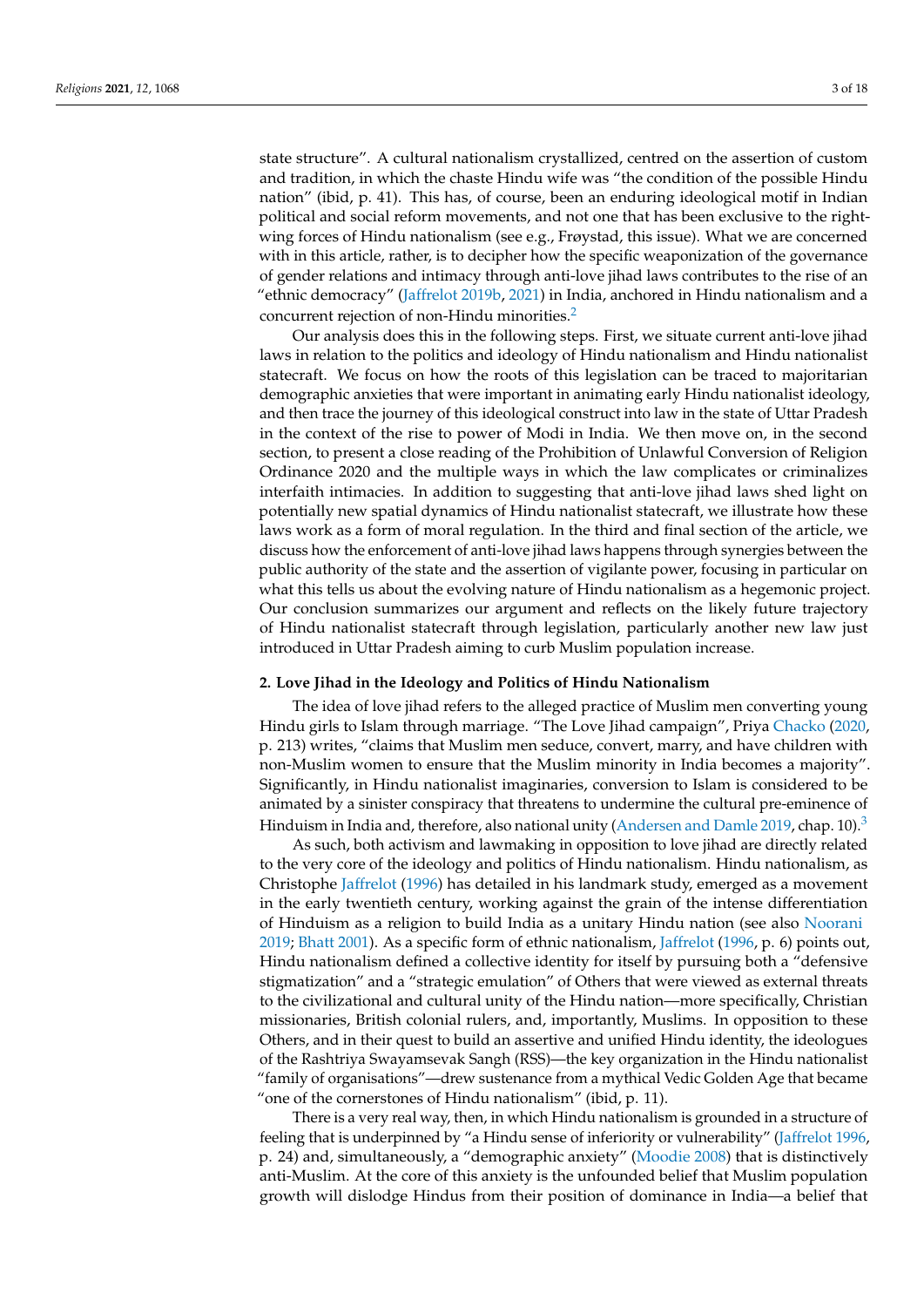state structure". A cultural nationalism crystallized, centred on the assertion of custom and tradition, in which the chaste Hindu wife was "the condition of the possible Hindu nation" (ibid, p. 41). This has, of course, been an enduring ideological motif in Indian political and social reform movements, and not one that has been exclusive to the right-wing forces of Hindu nationalism (see e.g., Frøystad, this issue). What we are concerned with in this article, rather, is to decipher how the specific weaponization of the governance of gender relations and intimacy through anti-love jihad laws contributes to the rise of an "ethnic democracy" (Jaffrelot 2019b, 2021) in India, anchored in Hindu nationalism and a concurrent rejection of non-Hindu minorities.[2]

Our analysis does this in the following steps. First, we situate current anti-love jihad laws in relation to the politics and ideology of Hindu nationalism and Hindu nationalist statecraft. We focus on how the roots of this legislation can be traced to majoritarian demographic anxieties that were important in animating early Hindu nationalist ideology, and then trace the journey of this ideological construct into law in the state of Uttar Pradesh in the context of the rise to power of Modi in India. We then move on, in the second section, to present a close reading of the Prohibition of Unlawful Conversion of Religion Ordinance 2020 and the multiple ways in which the law complicates or criminalizes interfaith intimacies. In addition to suggesting that anti-love jihad laws shed light on potentially new spatial dynamics of Hindu nationalist statecraft, we illustrate how these laws work as a form of moral regulation. In the third and final section of the article, we discuss how the enforcement of anti-love jihad laws happens through synergies between the public authority of the state and the assertion of vigilante power, focusing in particular on what this tells us about the evolving nature of Hindu nationalism as a hegemonic project. Our conclusion summarizes our argument and reflects on the likely future trajectory of Hindu nationalist statecraft through legislation, particularly another new law just introduced in Uttar Pradesh aiming to curb Muslim population increase.

## 2. Love Jihad in the Ideology and Politics of Hindu Nationalism

The idea of love jihad refers to the alleged practice of Muslim men converting young Hindu girls to Islam through marriage. "The Love Jihad campaign", Priya Chacko (2020, p. 213) writes, "claims that Muslim men seduce, convert, marry, and have children with non-Muslim women to ensure that the Muslim minority in India becomes a majority". Significantly, in Hindu nationalist imaginaries, conversion to Islam is considered to be animated by a sinister conspiracy that threatens to undermine the cultural pre-eminence of Hinduism in India and, therefore, also national unity (Andersen and Damle 2019, chap. 10).[3]

As such, both activism and lawmaking in opposition to love jihad are directly related to the very core of the ideology and politics of Hindu nationalism. Hindu nationalism, as Christophe Jaffrelot (1996) has detailed in his landmark study, emerged as a movement in the early twentieth century, working against the grain of the intense differentiation of Hinduism as a religion to build India as a unitary Hindu nation (see also Noorani 2019; Bhatt 2001). As a specific form of ethnic nationalism, Jaffrelot (1996, p. 6) points out, Hindu nationalism defined a collective identity for itself by pursuing both a "defensive stigmatization" and a "strategic emulation" of Others that were viewed as external threats to the civilizational and cultural unity of the Hindu nation—more specifically, Christian missionaries, British colonial rulers, and, importantly, Muslims. In opposition to these Others, and in their quest to build an assertive and unified Hindu identity, the ideologues of the Rashtriya Swayamsevak Sangh (RSS)—the key organization in the Hindu nationalist "family of organisations"—drew sustenance from a mythical Vedic Golden Age that became "one of the cornerstones of Hindu nationalism" (ibid, p. 11).

There is a very real way, then, in which Hindu nationalism is grounded in a structure of feeling that is underpinned by "a Hindu sense of inferiority or vulnerability" (Jaffrelot 1996, p. 24) and, simultaneously, a "demographic anxiety" (Moodie 2008) that is distinctively anti-Muslim. At the core of this anxiety is the unfounded belief that Muslim population growth will dislodge Hindus from their position of dominance in India—a belief that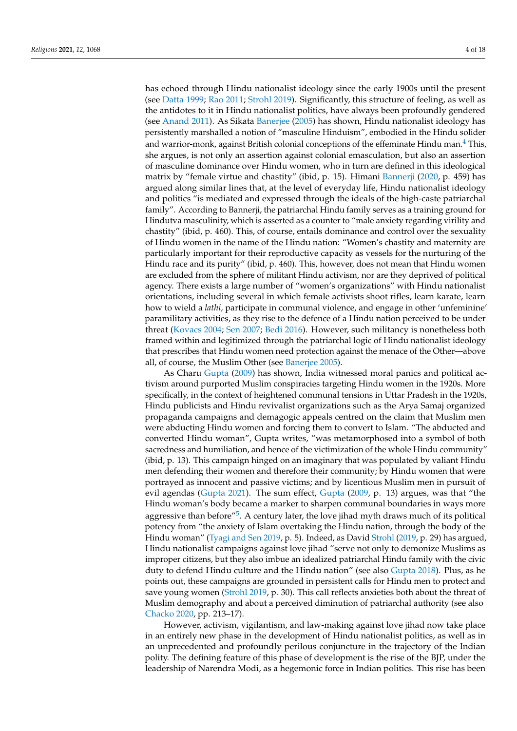has echoed through Hindu nationalist ideology since the early 1900s until the present (see Datta 1999; Rao 2011; Strohl 2019). Significantly, this structure of feeling, as well as the antidotes to it in Hindu nationalist politics, have always been profoundly gendered (see Anand 2011). As Sikata Banerjee (2005) has shown, Hindu nationalist ideology has persistently marshalled a notion of "masculine Hinduism", embodied in the Hindu solider and warrior-monk, against British colonial conceptions of the effeminate Hindu man.[4] This, she argues, is not only an assertion against colonial emasculation, but also an assertion of masculine dominance over Hindu women, who in turn are defined in this ideological matrix by "female virtue and chastity" (ibid, p. 15). Himani Bannerji (2020, p. 459) has argued along similar lines that, at the level of everyday life, Hindu nationalist ideology and politics "is mediated and expressed through the ideals of the high-caste patriarchal family". According to Bannerji, the patriarchal Hindu family serves as a training ground for Hindutva masculinity, which is asserted as a counter to "male anxiety regarding virility and chastity" (ibid, p. 460). This, of course, entails dominance and control over the sexuality of Hindu women in the name of the Hindu nation: "Women's chastity and maternity are particularly important for their reproductive capacity as vessels for the nurturing of the Hindu race and its purity" (ibid, p. 460). This, however, does not mean that Hindu women are excluded from the sphere of militant Hindu activism, nor are they deprived of political agency. There exists a large number of "women's organizations" with Hindu nationalist orientations, including several in which female activists shoot rifles, learn karate, learn how to wield a *lathi,* participate in communal violence, and engage in other 'unfeminine' paramilitary activities, as they rise to the defence of a Hindu nation perceived to be under threat (Kovacs 2004; Sen 2007; Bedi 2016). However, such militancy is nonetheless both framed within and legitimized through the patriarchal logic of Hindu nationalist ideology that prescribes that Hindu women need protection against the menace of the Other—above all, of course, the Muslim Other (see Banerjee 2005).

As Charu Gupta (2009) has shown, India witnessed moral panics and political activism around purported Muslim conspiracies targeting Hindu women in the 1920s. More specifically, in the context of heightened communal tensions in Uttar Pradesh in the 1920s, Hindu publicists and Hindu revivalist organizations such as the Arya Samaj organized propaganda campaigns and demagogic appeals centred on the claim that Muslim men were abducting Hindu women and forcing them to convert to Islam. "The abducted and converted Hindu woman", Gupta writes, "was metamorphosed into a symbol of both sacredness and humiliation, and hence of the victimization of the whole Hindu community" (ibid, p. 13). This campaign hinged on an imaginary that was populated by valiant Hindu men defending their women and therefore their community; by Hindu women that were portrayed as innocent and passive victims; and by licentious Muslim men in pursuit of evil agendas (Gupta 2021). The sum effect, Gupta (2009, p. 13) argues, was that "the Hindu woman's body became a marker to sharpen communal boundaries in ways more aggressive than before"[5]. A century later, the love jihad myth draws much of its political potency from "the anxiety of Islam overtaking the Hindu nation, through the body of the Hindu woman" (Tyagi and Sen 2019, p. 5). Indeed, as David Strohl (2019, p. 29) has argued, Hindu nationalist campaigns against love jihad "serve not only to demonize Muslims as improper citizens, but they also imbue an idealized patriarchal Hindu family with the civic duty to defend Hindu culture and the Hindu nation" (see also Gupta 2018). Plus, as he points out, these campaigns are grounded in persistent calls for Hindu men to protect and save young women (Strohl 2019, p. 30). This call reflects anxieties both about the threat of Muslim demography and about a perceived diminution of patriarchal authority (see also Chacko 2020, pp. 213–17).

However, activism, vigilantism, and law-making against love jihad now take place in an entirely new phase in the development of Hindu nationalist politics, as well as in an unprecedented and profoundly perilous conjuncture in the trajectory of the Indian polity. The defining feature of this phase of development is the rise of the BJP, under the leadership of Narendra Modi, as a hegemonic force in Indian politics. This rise has been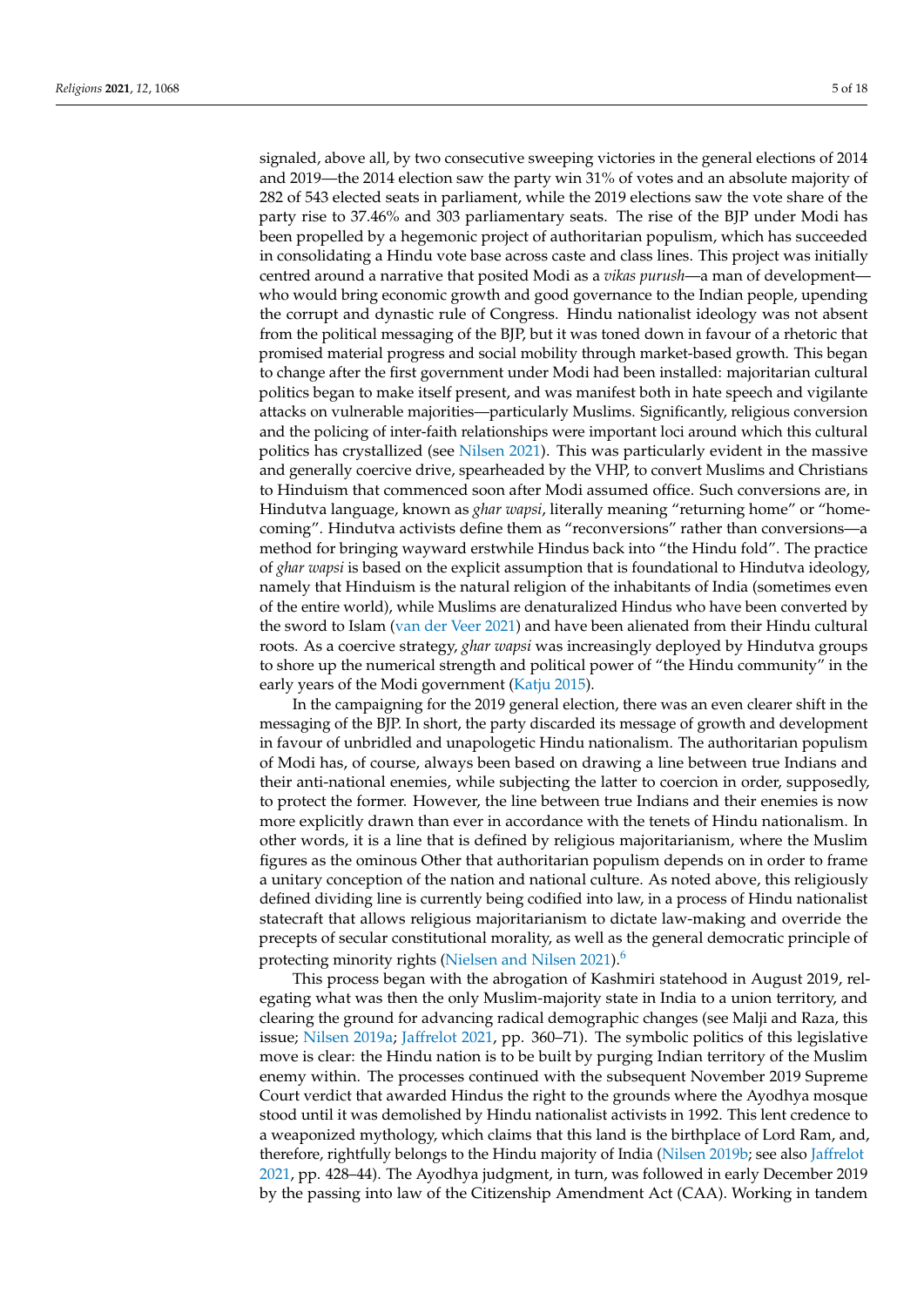signaled, above all, by two consecutive sweeping victories in the general elections of 2014 and 2019—the 2014 election saw the party win 31% of votes and an absolute majority of 282 of 543 elected seats in parliament, while the 2019 elections saw the vote share of the party rise to 37.46% and 303 parliamentary seats. The rise of the BJP under Modi has been propelled by a hegemonic project of authoritarian populism, which has succeeded in consolidating a Hindu vote base across caste and class lines. This project was initially centred around a narrative that posited Modi as a *vikas purush*—a man of development—who would bring economic growth and good governance to the Indian people, upending the corrupt and dynastic rule of Congress. Hindu nationalist ideology was not absent from the political messaging of the BJP, but it was toned down in favour of a rhetoric that promised material progress and social mobility through market-based growth. This began to change after the first government under Modi had been installed: majoritarian cultural politics began to make itself present, and was manifest both in hate speech and vigilante attacks on vulnerable majorities—particularly Muslims. Significantly, religious conversion and the policing of inter-faith relationships were important loci around which this cultural politics has crystallized (see Nilsen 2021). This was particularly evident in the massive and generally coercive drive, spearheaded by the VHP, to convert Muslims and Christians to Hinduism that commenced soon after Modi assumed office. Such conversions are, in Hindutva language, known as *ghar wapsi*, literally meaning "returning home" or "home-coming". Hindutva activists define them as "reconversions" rather than conversions—a method for bringing wayward erstwhile Hindus back into "the Hindu fold". The practice of *ghar wapsi* is based on the explicit assumption that is foundational to Hindutva ideology, namely that Hinduism is the natural religion of the inhabitants of India (sometimes even of the entire world), while Muslims are denaturalized Hindus who have been converted by the sword to Islam (van der Veer 2021) and have been alienated from their Hindu cultural roots. As a coercive strategy, *ghar wapsi* was increasingly deployed by Hindutva groups to shore up the numerical strength and political power of "the Hindu community" in the early years of the Modi government (Katju 2015).

In the campaigning for the 2019 general election, there was an even clearer shift in the messaging of the BJP. In short, the party discarded its message of growth and development in favour of unbridled and unapologetic Hindu nationalism. The authoritarian populism of Modi has, of course, always been based on drawing a line between true Indians and their anti-national enemies, while subjecting the latter to coercion in order, supposedly, to protect the former. However, the line between true Indians and their enemies is now more explicitly drawn than ever in accordance with the tenets of Hindu nationalism. In other words, it is a line that is defined by religious majoritarianism, where the Muslim figures as the ominous Other that authoritarian populism depends on in order to frame a unitary conception of the nation and national culture. As noted above, this religiously defined dividing line is currently being codified into law, in a process of Hindu nationalist statecraft that allows religious majoritarianism to dictate law-making and override the precepts of secular constitutional morality, as well as the general democratic principle of protecting minority rights (Nielsen and Nilsen 2021).[6]

This process began with the abrogation of Kashmiri statehood in August 2019, relegating what was then the only Muslim-majority state in India to a union territory, and clearing the ground for advancing radical demographic changes (see Malji and Raza, this issue; Nilsen 2019a; Jaffrelot 2021, pp. 360–71). The symbolic politics of this legislative move is clear: the Hindu nation is to be built by purging Indian territory of the Muslim enemy within. The processes continued with the subsequent November 2019 Supreme Court verdict that awarded Hindus the right to the grounds where the Ayodhya mosque stood until it was demolished by Hindu nationalist activists in 1992. This lent credence to a weaponized mythology, which claims that this land is the birthplace of Lord Ram, and, therefore, rightfully belongs to the Hindu majority of India (Nilsen 2019b; see also Jaffrelot 2021, pp. 428–44). The Ayodhya judgment, in turn, was followed in early December 2019 by the passing into law of the Citizenship Amendment Act (CAA). Working in tandem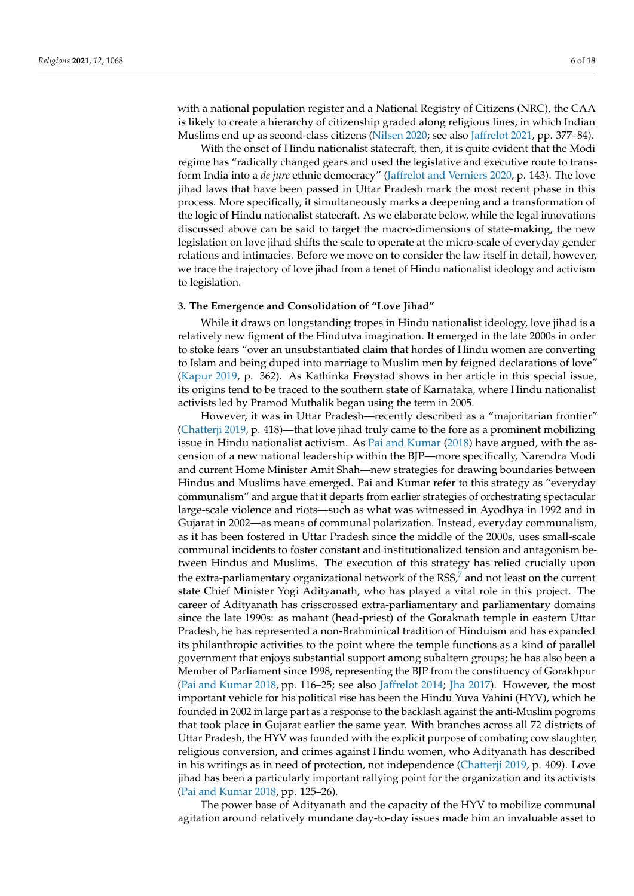with a national population register and a National Registry of Citizens (NRC), the CAA is likely to create a hierarchy of citizenship graded along religious lines, in which Indian Muslims end up as second-class citizens (Nilsen 2020; see also Jaffrelot 2021, pp. 377–84).

With the onset of Hindu nationalist statecraft, then, it is quite evident that the Modi regime has "radically changed gears and used the legislative and executive route to transform India into a *de jure* ethnic democracy" (Jaffrelot and Verniers 2020, p. 143). The love jihad laws that have been passed in Uttar Pradesh mark the most recent phase in this process. More specifically, it simultaneously marks a deepening and a transformation of the logic of Hindu nationalist statecraft. As we elaborate below, while the legal innovations discussed above can be said to target the macro-dimensions of state-making, the new legislation on love jihad shifts the scale to operate at the micro-scale of everyday gender relations and intimacies. Before we move on to consider the law itself in detail, however, we trace the trajectory of love jihad from a tenet of Hindu nationalist ideology and activism to legislation.

## 3. The Emergence and Consolidation of "Love Jihad"

While it draws on longstanding tropes in Hindu nationalist ideology, love jihad is a relatively new figment of the Hindutva imagination. It emerged in the late 2000s in order to stoke fears "over an unsubstantiated claim that hordes of Hindu women are converting to Islam and being duped into marriage to Muslim men by feigned declarations of love" (Kapur 2019, p. 362). As Kathinka Frøystad shows in her article in this special issue, its origins tend to be traced to the southern state of Karnataka, where Hindu nationalist activists led by Pramod Muthalik began using the term in 2005.

However, it was in Uttar Pradesh—recently described as a "majoritarian frontier" (Chatterji 2019, p. 418)—that love jihad truly came to the fore as a prominent mobilizing issue in Hindu nationalist activism. As Pai and Kumar (2018) have argued, with the ascension of a new national leadership within the BJP—more specifically, Narendra Modi and current Home Minister Amit Shah—new strategies for drawing boundaries between Hindus and Muslims have emerged. Pai and Kumar refer to this strategy as "everyday communalism" and argue that it departs from earlier strategies of orchestrating spectacular large-scale violence and riots—such as what was witnessed in Ayodhya in 1992 and in Gujarat in 2002—as means of communal polarization. Instead, everyday communalism, as it has been fostered in Uttar Pradesh since the middle of the 2000s, uses small-scale communal incidents to foster constant and institutionalized tension and antagonism between Hindus and Muslims. The execution of this strategy has relied crucially upon the extra-parliamentary organizational network of the RSS,[7] and not least on the current state Chief Minister Yogi Adityanath, who has played a vital role in this project. The career of Adityanath has crisscrossed extra-parliamentary and parliamentary domains since the late 1990s: as mahant (head-priest) of the Goraknath temple in eastern Uttar Pradesh, he has represented a non-Brahminical tradition of Hinduism and has expanded its philanthropic activities to the point where the temple functions as a kind of parallel government that enjoys substantial support among subaltern groups; he has also been a Member of Parliament since 1998, representing the BJP from the constituency of Gorakhpur (Pai and Kumar 2018, pp. 116–25; see also Jaffrelot 2014; Jha 2017). However, the most important vehicle for his political rise has been the Hindu Yuva Vahini (HYV), which he founded in 2002 in large part as a response to the backlash against the anti-Muslim pogroms that took place in Gujarat earlier the same year. With branches across all 72 districts of Uttar Pradesh, the HYV was founded with the explicit purpose of combating cow slaughter, religious conversion, and crimes against Hindu women, who Adityanath has described in his writings as in need of protection, not independence (Chatterji 2019, p. 409). Love jihad has been a particularly important rallying point for the organization and its activists (Pai and Kumar 2018, pp. 125–26).

The power base of Adityanath and the capacity of the HYV to mobilize communal agitation around relatively mundane day-to-day issues made him an invaluable asset to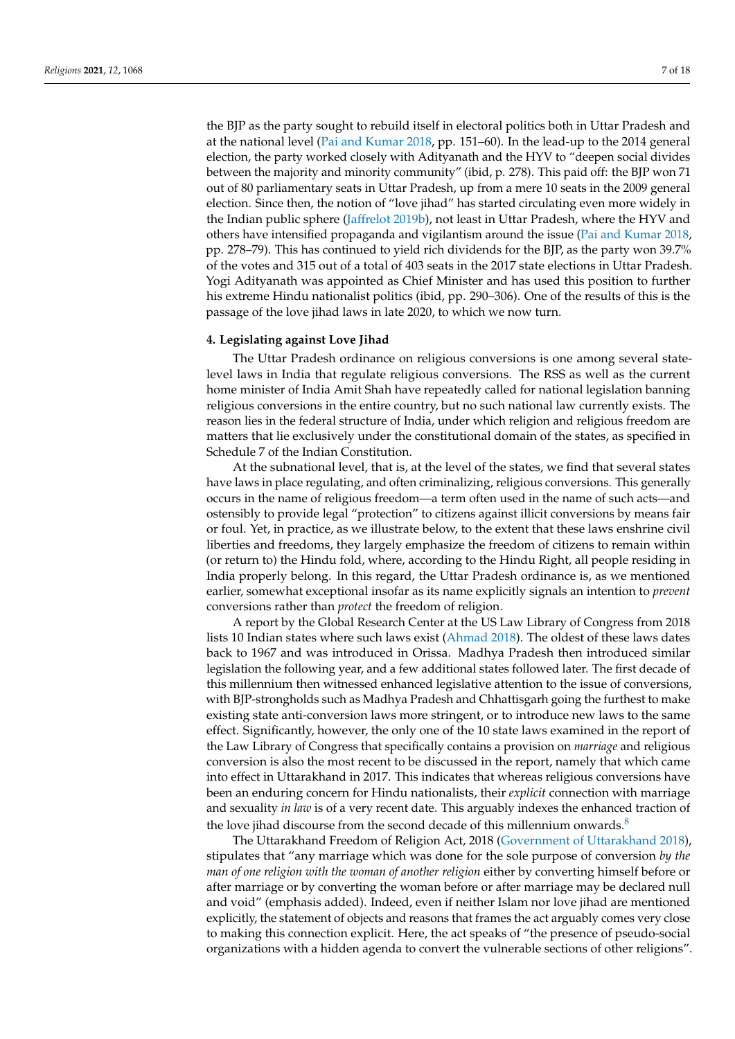the BJP as the party sought to rebuild itself in electoral politics both in Uttar Pradesh and at the national level (Pai and Kumar 2018, pp. 151–60). In the lead-up to the 2014 general election, the party worked closely with Adityanath and the HYV to "deepen social divides between the majority and minority community" (ibid, p. 278). This paid off: the BJP won 71 out of 80 parliamentary seats in Uttar Pradesh, up from a mere 10 seats in the 2009 general election. Since then, the notion of "love jihad" has started circulating even more widely in the Indian public sphere (Jaffrelot 2019b), not least in Uttar Pradesh, where the HYV and others have intensified propaganda and vigilantism around the issue (Pai and Kumar 2018, pp. 278–79). This has continued to yield rich dividends for the BJP, as the party won 39.7% of the votes and 315 out of a total of 403 seats in the 2017 state elections in Uttar Pradesh. Yogi Adityanath was appointed as Chief Minister and has used this position to further his extreme Hindu nationalist politics (ibid, pp. 290–306). One of the results of this is the passage of the love jihad laws in late 2020, to which we now turn.

## 4. Legislating against Love Jihad

The Uttar Pradesh ordinance on religious conversions is one among several state-level laws in India that regulate religious conversions. The RSS as well as the current home minister of India Amit Shah have repeatedly called for national legislation banning religious conversions in the entire country, but no such national law currently exists. The reason lies in the federal structure of India, under which religion and religious freedom are matters that lie exclusively under the constitutional domain of the states, as specified in Schedule 7 of the Indian Constitution.

At the subnational level, that is, at the level of the states, we find that several states have laws in place regulating, and often criminalizing, religious conversions. This generally occurs in the name of religious freedom—a term often used in the name of such acts—and ostensibly to provide legal "protection" to citizens against illicit conversions by means fair or foul. Yet, in practice, as we illustrate below, to the extent that these laws enshrine civil liberties and freedoms, they largely emphasize the freedom of citizens to remain within (or return to) the Hindu fold, where, according to the Hindu Right, all people residing in India properly belong. In this regard, the Uttar Pradesh ordinance is, as we mentioned earlier, somewhat exceptional insofar as its name explicitly signals an intention to *prevent* conversions rather than *protect* the freedom of religion.

A report by the Global Research Center at the US Law Library of Congress from 2018 lists 10 Indian states where such laws exist (Ahmad 2018). The oldest of these laws dates back to 1967 and was introduced in Orissa. Madhya Pradesh then introduced similar legislation the following year, and a few additional states followed later. The first decade of this millennium then witnessed enhanced legislative attention to the issue of conversions, with BJP-strongholds such as Madhya Pradesh and Chhattisgarh going the furthest to make existing state anti-conversion laws more stringent, or to introduce new laws to the same effect. Significantly, however, the only one of the 10 state laws examined in the report of the Law Library of Congress that specifically contains a provision on *marriage* and religious conversion is also the most recent to be discussed in the report, namely that which came into effect in Uttarakhand in 2017. This indicates that whereas religious conversions have been an enduring concern for Hindu nationalists, their *explicit* connection with marriage and sexuality *in law* is of a very recent date. This arguably indexes the enhanced traction of the love jihad discourse from the second decade of this millennium onwards.[8]

The Uttarakhand Freedom of Religion Act, 2018 (Government of Uttarakhand 2018), stipulates that "any marriage which was done for the sole purpose of conversion *by the man of one religion with the woman of another religion* either by converting himself before or after marriage or by converting the woman before or after marriage may be declared null and void" (emphasis added). Indeed, even if neither Islam nor love jihad are mentioned explicitly, the statement of objects and reasons that frames the act arguably comes very close to making this connection explicit. Here, the act speaks of "the presence of pseudo-social organizations with a hidden agenda to convert the vulnerable sections of other religions".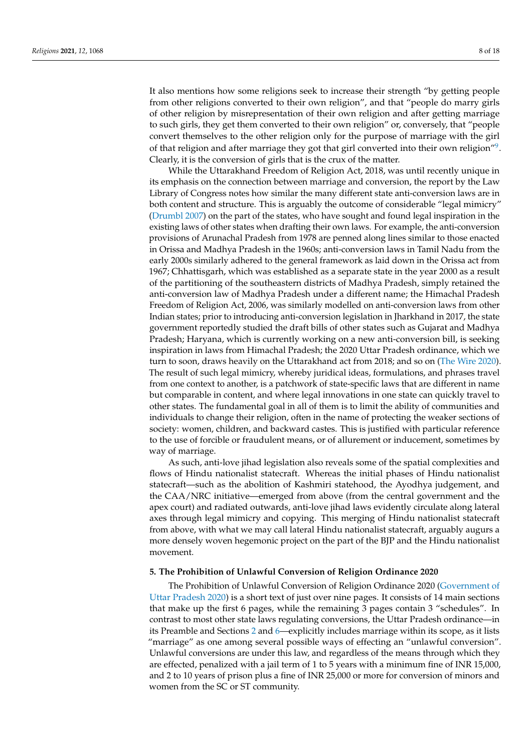It also mentions how some religions seek to increase their strength "by getting people from other religions converted to their own religion", and that "people do marry girls of other religion by misrepresentation of their own religion and after getting marriage to such girls, they get them converted to their own religion" or, conversely, that "people convert themselves to the other religion only for the purpose of marriage with the girl of that religion and after marriage they got that girl converted into their own religion"[9]. Clearly, it is the conversion of girls that is the crux of the matter.

While the Uttarakhand Freedom of Religion Act, 2018, was until recently unique in its emphasis on the connection between marriage and conversion, the report by the Law Library of Congress notes how similar the many different state anti-conversion laws are in both content and structure. This is arguably the outcome of considerable "legal mimicry" (Drumbl 2007) on the part of the states, who have sought and found legal inspiration in the existing laws of other states when drafting their own laws. For example, the anti-conversion provisions of Arunachal Pradesh from 1978 are penned along lines similar to those enacted in Orissa and Madhya Pradesh in the 1960s; anti-conversion laws in Tamil Nadu from the early 2000s similarly adhered to the general framework as laid down in the Orissa act from 1967; Chhattisgarh, which was established as a separate state in the year 2000 as a result of the partitioning of the southeastern districts of Madhya Pradesh, simply retained the anti-conversion law of Madhya Pradesh under a different name; the Himachal Pradesh Freedom of Religion Act, 2006, was similarly modelled on anti-conversion laws from other Indian states; prior to introducing anti-conversion legislation in Jharkhand in 2017, the state government reportedly studied the draft bills of other states such as Gujarat and Madhya Pradesh; Haryana, which is currently working on a new anti-conversion bill, is seeking inspiration in laws from Himachal Pradesh; the 2020 Uttar Pradesh ordinance, which we turn to soon, draws heavily on the Uttarakhand act from 2018; and so on (The Wire 2020). The result of such legal mimicry, whereby juridical ideas, formulations, and phrases travel from one context to another, is a patchwork of state-specific laws that are different in name but comparable in content, and where legal innovations in one state can quickly travel to other states. The fundamental goal in all of them is to limit the ability of communities and individuals to change their religion, often in the name of protecting the weaker sections of society: women, children, and backward castes. This is justified with particular reference to the use of forcible or fraudulent means, or of allurement or inducement, sometimes by way of marriage.

As such, anti-love jihad legislation also reveals some of the spatial complexities and flows of Hindu nationalist statecraft. Whereas the initial phases of Hindu nationalist statecraft—such as the abolition of Kashmiri statehood, the Ayodhya judgement, and the CAA/NRC initiative—emerged from above (from the central government and the apex court) and radiated outwards, anti-love jihad laws evidently circulate along lateral axes through legal mimicry and copying. This merging of Hindu nationalist statecraft from above, with what we may call lateral Hindu nationalist statecraft, arguably augurs a more densely woven hegemonic project on the part of the BJP and the Hindu nationalist movement.

## 5. The Prohibition of Unlawful Conversion of Religion Ordinance 2020

The Prohibition of Unlawful Conversion of Religion Ordinance 2020 (Government of Uttar Pradesh 2020) is a short text of just over nine pages. It consists of 14 main sections that make up the first 6 pages, while the remaining 3 pages contain 3 "schedules". In contrast to most other state laws regulating conversions, the Uttar Pradesh ordinance—in its Preamble and Sections 2 and 6—explicitly includes marriage within its scope, as it lists "marriage" as one among several possible ways of effecting an "unlawful conversion". Unlawful conversions are under this law, and regardless of the means through which they are effected, penalized with a jail term of 1 to 5 years with a minimum fine of INR 15,000, and 2 to 10 years of prison plus a fine of INR 25,000 or more for conversion of minors and women from the SC or ST community.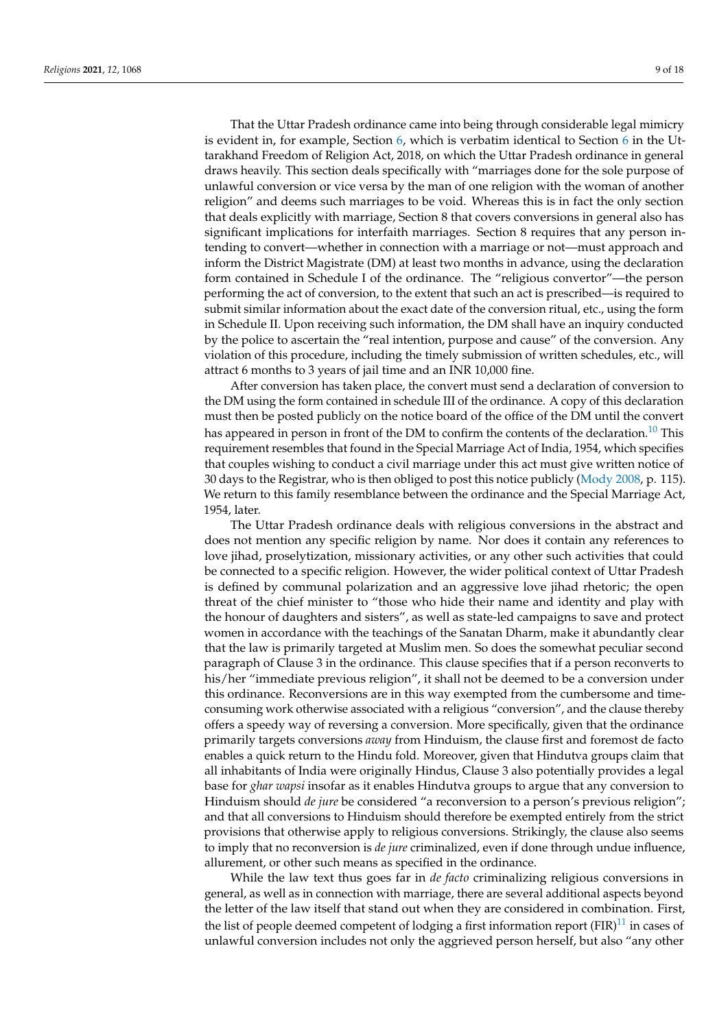That the Uttar Pradesh ordinance came into being through considerable legal mimicry is evident in, for example, Section 6, which is verbatim identical to Section 6 in the Uttarakhand Freedom of Religion Act, 2018, on which the Uttar Pradesh ordinance in general draws heavily. This section deals specifically with "marriages done for the sole purpose of unlawful conversion or vice versa by the man of one religion with the woman of another religion" and deems such marriages to be void. Whereas this is in fact the only section that deals explicitly with marriage, Section 8 that covers conversions in general also has significant implications for interfaith marriages. Section 8 requires that any person intending to convert—whether in connection with a marriage or not—must approach and inform the District Magistrate (DM) at least two months in advance, using the declaration form contained in Schedule I of the ordinance. The "religious convertor"—the person performing the act of conversion, to the extent that such an act is prescribed—is required to submit similar information about the exact date of the conversion ritual, etc., using the form in Schedule II. Upon receiving such information, the DM shall have an inquiry conducted by the police to ascertain the "real intention, purpose and cause" of the conversion. Any violation of this procedure, including the timely submission of written schedules, etc., will attract 6 months to 3 years of jail time and an INR 10,000 fine.

After conversion has taken place, the convert must send a declaration of conversion to the DM using the form contained in schedule III of the ordinance. A copy of this declaration must then be posted publicly on the notice board of the office of the DM until the convert has appeared in person in front of the DM to confirm the contents of the declaration.[10] This requirement resembles that found in the Special Marriage Act of India, 1954, which specifies that couples wishing to conduct a civil marriage under this act must give written notice of 30 days to the Registrar, who is then obliged to post this notice publicly (Mody 2008, p. 115). We return to this family resemblance between the ordinance and the Special Marriage Act, 1954, later.

The Uttar Pradesh ordinance deals with religious conversions in the abstract and does not mention any specific religion by name. Nor does it contain any references to love jihad, proselytization, missionary activities, or any other such activities that could be connected to a specific religion. However, the wider political context of Uttar Pradesh is defined by communal polarization and an aggressive love jihad rhetoric; the open threat of the chief minister to "those who hide their name and identity and play with the honour of daughters and sisters", as well as state-led campaigns to save and protect women in accordance with the teachings of the Sanatan Dharm, make it abundantly clear that the law is primarily targeted at Muslim men. So does the somewhat peculiar second paragraph of Clause 3 in the ordinance. This clause specifies that if a person reconverts to his/her "immediate previous religion", it shall not be deemed to be a conversion under this ordinance. Reconversions are in this way exempted from the cumbersome and time-consuming work otherwise associated with a religious "conversion", and the clause thereby offers a speedy way of reversing a conversion. More specifically, given that the ordinance primarily targets conversions *away* from Hinduism, the clause first and foremost de facto enables a quick return to the Hindu fold. Moreover, given that Hindutva groups claim that all inhabitants of India were originally Hindus, Clause 3 also potentially provides a legal base for *ghar wapsi* insofar as it enables Hindutva groups to argue that any conversion to Hinduism should *de jure* be considered "a reconversion to a person's previous religion"; and that all conversions to Hinduism should therefore be exempted entirely from the strict provisions that otherwise apply to religious conversions. Strikingly, the clause also seems to imply that no reconversion is *de jure* criminalized, even if done through undue influence, allurement, or other such means as specified in the ordinance.

While the law text thus goes far in *de facto* criminalizing religious conversions in general, as well as in connection with marriage, there are several additional aspects beyond the letter of the law itself that stand out when they are considered in combination. First, the list of people deemed competent of lodging a first information report (FIR)[11] in cases of unlawful conversion includes not only the aggrieved person herself, but also "any other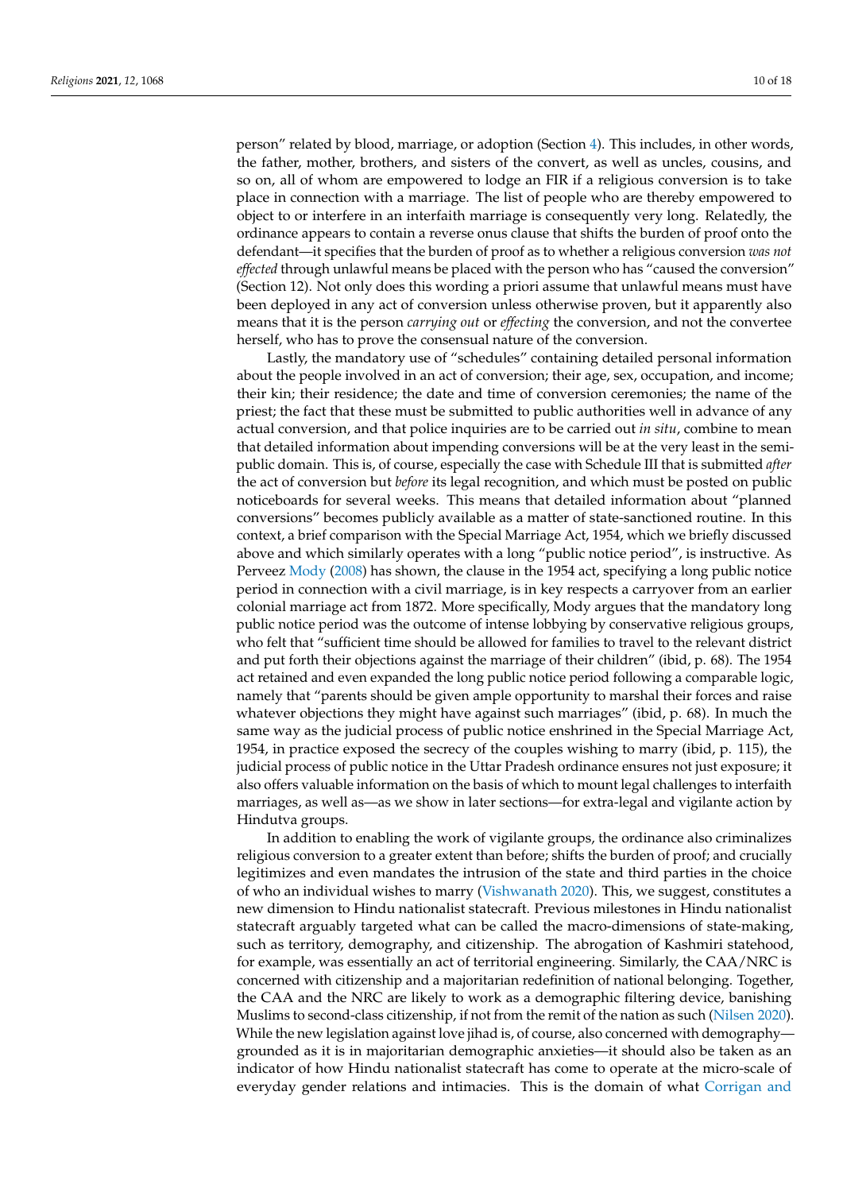person" related by blood, marriage, or adoption (Section 4). This includes, in other words, the father, mother, brothers, and sisters of the convert, as well as uncles, cousins, and so on, all of whom are empowered to lodge an FIR if a religious conversion is to take place in connection with a marriage. The list of people who are thereby empowered to object to or interfere in an interfaith marriage is consequently very long. Relatedly, the ordinance appears to contain a reverse onus clause that shifts the burden of proof onto the defendant—it specifies that the burden of proof as to whether a religious conversion *was not effected* through unlawful means be placed with the person who has "caused the conversion" (Section 12). Not only does this wording a priori assume that unlawful means must have been deployed in any act of conversion unless otherwise proven, but it apparently also means that it is the person *carrying out* or *effecting* the conversion, and not the convertee herself, who has to prove the consensual nature of the conversion.

Lastly, the mandatory use of "schedules" containing detailed personal information about the people involved in an act of conversion; their age, sex, occupation, and income; their kin; their residence; the date and time of conversion ceremonies; the name of the priest; the fact that these must be submitted to public authorities well in advance of any actual conversion, and that police inquiries are to be carried out *in situ*, combine to mean that detailed information about impending conversions will be at the very least in the semi-public domain. This is, of course, especially the case with Schedule III that is submitted *after* the act of conversion but *before* its legal recognition, and which must be posted on public noticeboards for several weeks. This means that detailed information about "planned conversions" becomes publicly available as a matter of state-sanctioned routine. In this context, a brief comparison with the Special Marriage Act, 1954, which we briefly discussed above and which similarly operates with a long "public notice period", is instructive. As Perveez Mody (2008) has shown, the clause in the 1954 act, specifying a long public notice period in connection with a civil marriage, is in key respects a carryover from an earlier colonial marriage act from 1872. More specifically, Mody argues that the mandatory long public notice period was the outcome of intense lobbying by conservative religious groups, who felt that "sufficient time should be allowed for families to travel to the relevant district and put forth their objections against the marriage of their children" (ibid, p. 68). The 1954 act retained and even expanded the long public notice period following a comparable logic, namely that "parents should be given ample opportunity to marshal their forces and raise whatever objections they might have against such marriages" (ibid, p. 68). In much the same way as the judicial process of public notice enshrined in the Special Marriage Act, 1954, in practice exposed the secrecy of the couples wishing to marry (ibid, p. 115), the judicial process of public notice in the Uttar Pradesh ordinance ensures not just exposure; it also offers valuable information on the basis of which to mount legal challenges to interfaith marriages, as well as—as we show in later sections—for extra-legal and vigilante action by Hindutva groups.

In addition to enabling the work of vigilante groups, the ordinance also criminalizes religious conversion to a greater extent than before; shifts the burden of proof; and crucially legitimizes and even mandates the intrusion of the state and third parties in the choice of who an individual wishes to marry (Vishwanath 2020). This, we suggest, constitutes a new dimension to Hindu nationalist statecraft. Previous milestones in Hindu nationalist statecraft arguably targeted what can be called the macro-dimensions of state-making, such as territory, demography, and citizenship. The abrogation of Kashmiri statehood, for example, was essentially an act of territorial engineering. Similarly, the CAA/NRC is concerned with citizenship and a majoritarian redefinition of national belonging. Together, the CAA and the NRC are likely to work as a demographic filtering device, banishing Muslims to second-class citizenship, if not from the remit of the nation as such (Nilsen 2020). While the new legislation against love jihad is, of course, also concerned with demography—grounded as it is in majoritarian demographic anxieties—it should also be taken as an indicator of how Hindu nationalist statecraft has come to operate at the micro-scale of everyday gender relations and intimacies. This is the domain of what Corrigan and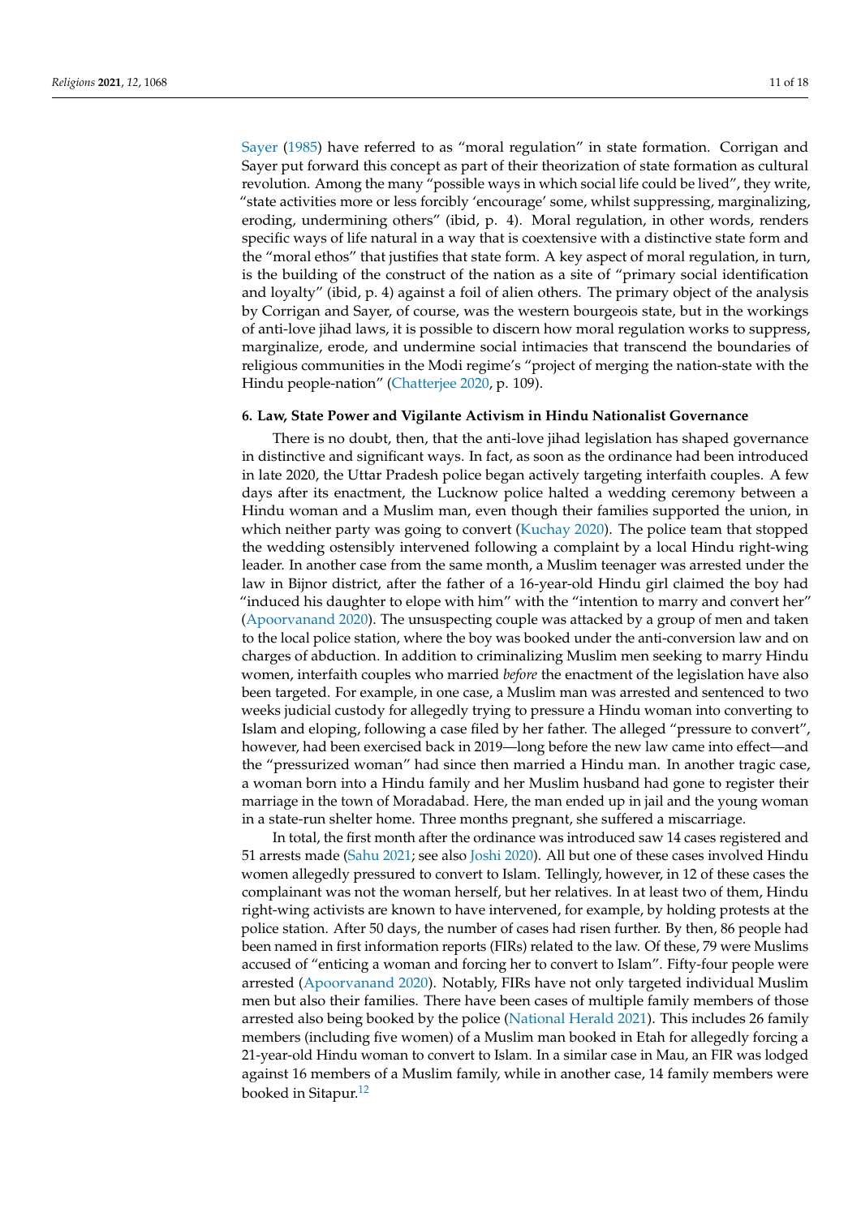Sayer (1985) have referred to as "moral regulation" in state formation. Corrigan and Sayer put forward this concept as part of their theorization of state formation as cultural revolution. Among the many "possible ways in which social life could be lived", they write, "state activities more or less forcibly 'encourage' some, whilst suppressing, marginalizing, eroding, undermining others" (ibid, p. 4). Moral regulation, in other words, renders specific ways of life natural in a way that is coextensive with a distinctive state form and the "moral ethos" that justifies that state form. A key aspect of moral regulation, in turn, is the building of the construct of the nation as a site of "primary social identification and loyalty" (ibid, p. 4) against a foil of alien others. The primary object of the analysis by Corrigan and Sayer, of course, was the western bourgeois state, but in the workings of anti-love jihad laws, it is possible to discern how moral regulation works to suppress, marginalize, erode, and undermine social intimacies that transcend the boundaries of religious communities in the Modi regime's "project of merging the nation-state with the Hindu people-nation" (Chatterjee 2020, p. 109).

## 6. Law, State Power and Vigilante Activism in Hindu Nationalist Governance

There is no doubt, then, that the anti-love jihad legislation has shaped governance in distinctive and significant ways. In fact, as soon as the ordinance had been introduced in late 2020, the Uttar Pradesh police began actively targeting interfaith couples. A few days after its enactment, the Lucknow police halted a wedding ceremony between a Hindu woman and a Muslim man, even though their families supported the union, in which neither party was going to convert (Kuchay 2020). The police team that stopped the wedding ostensibly intervened following a complaint by a local Hindu right-wing leader. In another case from the same month, a Muslim teenager was arrested under the law in Bijnor district, after the father of a 16-year-old Hindu girl claimed the boy had "induced his daughter to elope with him" with the "intention to marry and convert her" (Apoorvanand 2020). The unsuspecting couple was attacked by a group of men and taken to the local police station, where the boy was booked under the anti-conversion law and on charges of abduction. In addition to criminalizing Muslim men seeking to marry Hindu women, interfaith couples who married *before* the enactment of the legislation have also been targeted. For example, in one case, a Muslim man was arrested and sentenced to two weeks judicial custody for allegedly trying to pressure a Hindu woman into converting to Islam and eloping, following a case filed by her father. The alleged "pressure to convert", however, had been exercised back in 2019—long before the new law came into effect—and the "pressurized woman" had since then married a Hindu man. In another tragic case, a woman born into a Hindu family and her Muslim husband had gone to register their marriage in the town of Moradabad. Here, the man ended up in jail and the young woman in a state-run shelter home. Three months pregnant, she suffered a miscarriage.

In total, the first month after the ordinance was introduced saw 14 cases registered and 51 arrests made (Sahu 2021; see also Joshi 2020). All but one of these cases involved Hindu women allegedly pressured to convert to Islam. Tellingly, however, in 12 of these cases the complainant was not the woman herself, but her relatives. In at least two of them, Hindu right-wing activists are known to have intervened, for example, by holding protests at the police station. After 50 days, the number of cases had risen further. By then, 86 people had been named in first information reports (FIRs) related to the law. Of these, 79 were Muslims accused of "enticing a woman and forcing her to convert to Islam". Fifty-four people were arrested (Apoorvanand 2020). Notably, FIRs have not only targeted individual Muslim men but also their families. There have been cases of multiple family members of those arrested also being booked by the police (National Herald 2021). This includes 26 family members (including five women) of a Muslim man booked in Etah for allegedly forcing a 21-year-old Hindu woman to convert to Islam. In a similar case in Mau, an FIR was lodged against 16 members of a Muslim family, while in another case, 14 family members were booked in Sitapur.[12]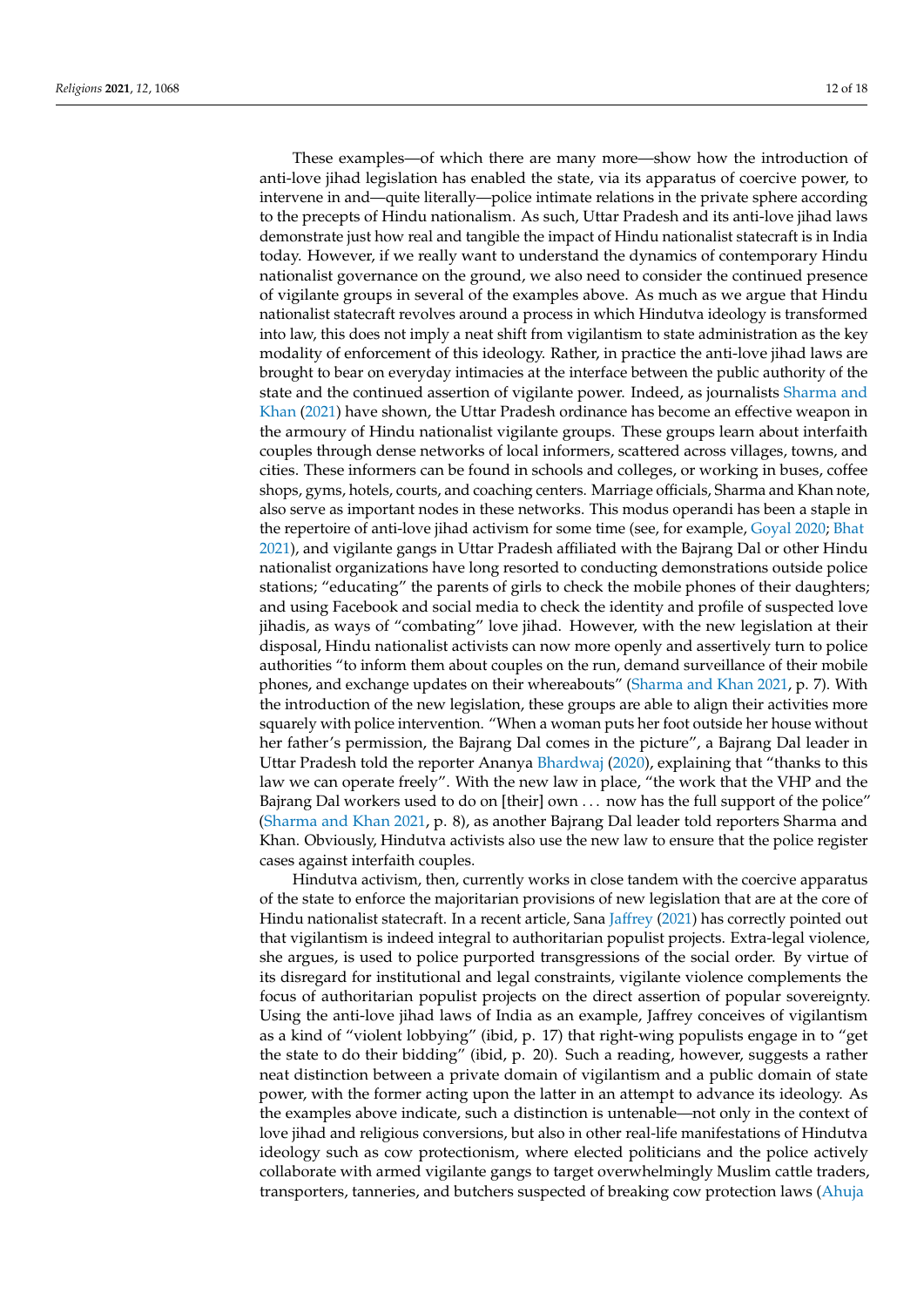These examples—of which there are many more—show how the introduction of anti-love jihad legislation has enabled the state, via its apparatus of coercive power, to intervene in and—quite literally—police intimate relations in the private sphere according to the precepts of Hindu nationalism. As such, Uttar Pradesh and its anti-love jihad laws demonstrate just how real and tangible the impact of Hindu nationalist statecraft is in India today. However, if we really want to understand the dynamics of contemporary Hindu nationalist governance on the ground, we also need to consider the continued presence of vigilante groups in several of the examples above. As much as we argue that Hindu nationalist statecraft revolves around a process in which Hindutva ideology is transformed into law, this does not imply a neat shift from vigilantism to state administration as the key modality of enforcement of this ideology. Rather, in practice the anti-love jihad laws are brought to bear on everyday intimacies at the interface between the public authority of the state and the continued assertion of vigilante power. Indeed, as journalists Sharma and Khan (2021) have shown, the Uttar Pradesh ordinance has become an effective weapon in the armoury of Hindu nationalist vigilante groups. These groups learn about interfaith couples through dense networks of local informers, scattered across villages, towns, and cities. These informers can be found in schools and colleges, or working in buses, coffee shops, gyms, hotels, courts, and coaching centers. Marriage officials, Sharma and Khan note, also serve as important nodes in these networks. This modus operandi has been a staple in the repertoire of anti-love jihad activism for some time (see, for example, Goyal 2020; Bhat 2021), and vigilante gangs in Uttar Pradesh affiliated with the Bajrang Dal or other Hindu nationalist organizations have long resorted to conducting demonstrations outside police stations; "educating" the parents of girls to check the mobile phones of their daughters; and using Facebook and social media to check the identity and profile of suspected love jihadis, as ways of "combating" love jihad. However, with the new legislation at their disposal, Hindu nationalist activists can now more openly and assertively turn to police authorities "to inform them about couples on the run, demand surveillance of their mobile phones, and exchange updates on their whereabouts" (Sharma and Khan 2021, p. 7). With the introduction of the new legislation, these groups are able to align their activities more squarely with police intervention. "When a woman puts her foot outside her house without her father's permission, the Bajrang Dal comes in the picture", a Bajrang Dal leader in Uttar Pradesh told the reporter Ananya Bhardwaj (2020), explaining that "thanks to this law we can operate freely". With the new law in place, "the work that the VHP and the Bajrang Dal workers used to do on [their] own . . . now has the full support of the police" (Sharma and Khan 2021, p. 8), as another Bajrang Dal leader told reporters Sharma and Khan. Obviously, Hindutva activists also use the new law to ensure that the police register cases against interfaith couples.

Hindutva activism, then, currently works in close tandem with the coercive apparatus of the state to enforce the majoritarian provisions of new legislation that are at the core of Hindu nationalist statecraft. In a recent article, Sana Jaffrey (2021) has correctly pointed out that vigilantism is indeed integral to authoritarian populist projects. Extra-legal violence, she argues, is used to police purported transgressions of the social order. By virtue of its disregard for institutional and legal constraints, vigilante violence complements the focus of authoritarian populist projects on the direct assertion of popular sovereignty. Using the anti-love jihad laws of India as an example, Jaffrey conceives of vigilantism as a kind of "violent lobbying" (ibid, p. 17) that right-wing populists engage in to "get the state to do their bidding" (ibid, p. 20). Such a reading, however, suggests a rather neat distinction between a private domain of vigilantism and a public domain of state power, with the former acting upon the latter in an attempt to advance its ideology. As the examples above indicate, such a distinction is untenable—not only in the context of love jihad and religious conversions, but also in other real-life manifestations of Hindutva ideology such as cow protectionism, where elected politicians and the police actively collaborate with armed vigilante gangs to target overwhelmingly Muslim cattle traders, transporters, tanneries, and butchers suspected of breaking cow protection laws (Ahuja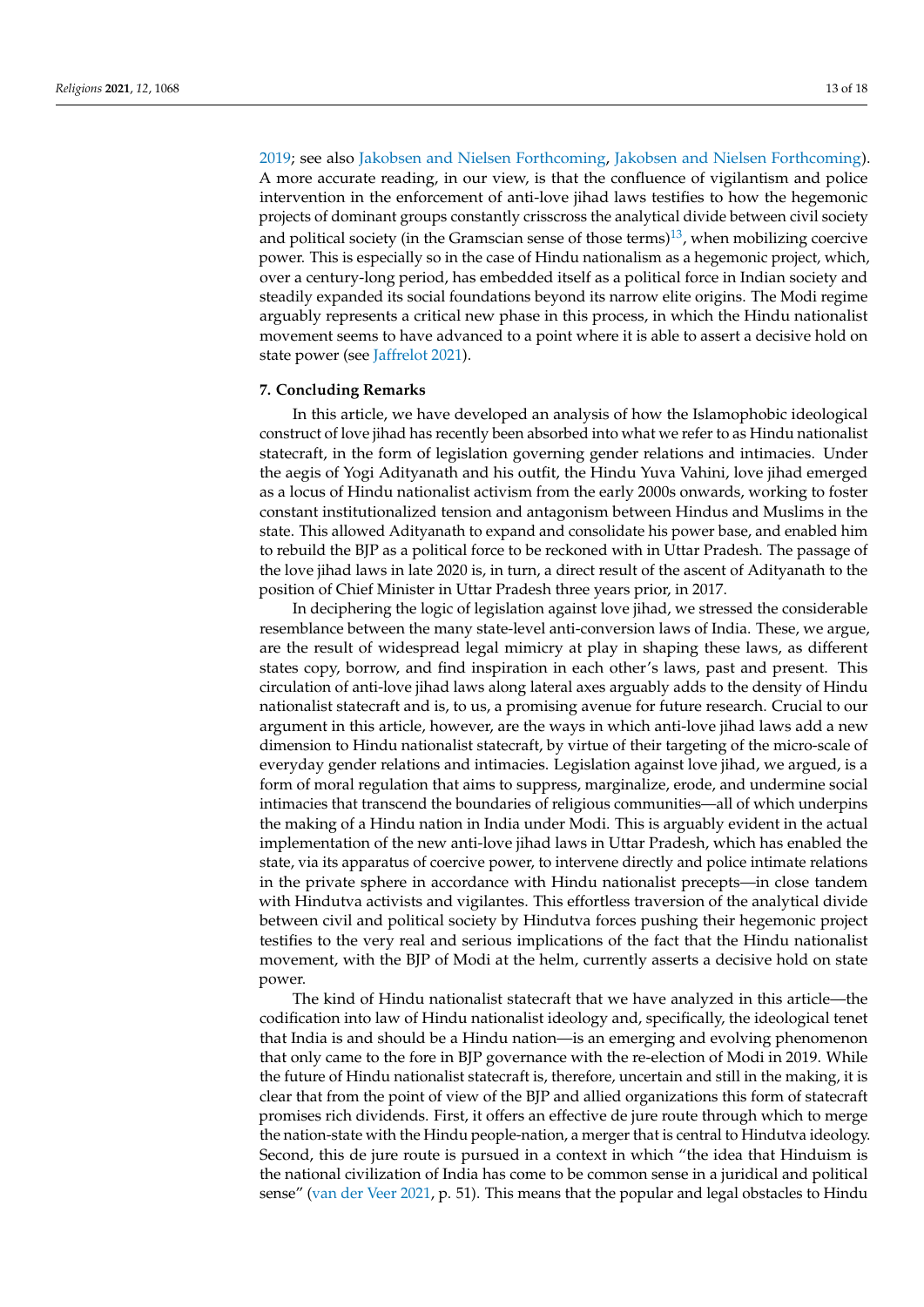2019; see also Jakobsen and Nielsen Forthcoming, Jakobsen and Nielsen Forthcoming). A more accurate reading, in our view, is that the confluence of vigilantism and police intervention in the enforcement of anti-love jihad laws testifies to how the hegemonic projects of dominant groups constantly crisscross the analytical divide between civil society and political society (in the Gramscian sense of those terms)[13], when mobilizing coercive power. This is especially so in the case of Hindu nationalism as a hegemonic project, which, over a century-long period, has embedded itself as a political force in Indian society and steadily expanded its social foundations beyond its narrow elite origins. The Modi regime arguably represents a critical new phase in this process, in which the Hindu nationalist movement seems to have advanced to a point where it is able to assert a decisive hold on state power (see Jaffrelot 2021).

## 7. Concluding Remarks

In this article, we have developed an analysis of how the Islamophobic ideological construct of love jihad has recently been absorbed into what we refer to as Hindu nationalist statecraft, in the form of legislation governing gender relations and intimacies. Under the aegis of Yogi Adityanath and his outfit, the Hindu Yuva Vahini, love jihad emerged as a locus of Hindu nationalist activism from the early 2000s onwards, working to foster constant institutionalized tension and antagonism between Hindus and Muslims in the state. This allowed Adityanath to expand and consolidate his power base, and enabled him to rebuild the BJP as a political force to be reckoned with in Uttar Pradesh. The passage of the love jihad laws in late 2020 is, in turn, a direct result of the ascent of Adityanath to the position of Chief Minister in Uttar Pradesh three years prior, in 2017.

In deciphering the logic of legislation against love jihad, we stressed the considerable resemblance between the many state-level anti-conversion laws of India. These, we argue, are the result of widespread legal mimicry at play in shaping these laws, as different states copy, borrow, and find inspiration in each other's laws, past and present. This circulation of anti-love jihad laws along lateral axes arguably adds to the density of Hindu nationalist statecraft and is, to us, a promising avenue for future research. Crucial to our argument in this article, however, are the ways in which anti-love jihad laws add a new dimension to Hindu nationalist statecraft, by virtue of their targeting of the micro-scale of everyday gender relations and intimacies. Legislation against love jihad, we argued, is a form of moral regulation that aims to suppress, marginalize, erode, and undermine social intimacies that transcend the boundaries of religious communities—all of which underpins the making of a Hindu nation in India under Modi. This is arguably evident in the actual implementation of the new anti-love jihad laws in Uttar Pradesh, which has enabled the state, via its apparatus of coercive power, to intervene directly and police intimate relations in the private sphere in accordance with Hindu nationalist precepts—in close tandem with Hindutva activists and vigilantes. This effortless traversion of the analytical divide between civil and political society by Hindutva forces pushing their hegemonic project testifies to the very real and serious implications of the fact that the Hindu nationalist movement, with the BJP of Modi at the helm, currently asserts a decisive hold on state power.

The kind of Hindu nationalist statecraft that we have analyzed in this article—the codification into law of Hindu nationalist ideology and, specifically, the ideological tenet that India is and should be a Hindu nation—is an emerging and evolving phenomenon that only came to the fore in BJP governance with the re-election of Modi in 2019. While the future of Hindu nationalist statecraft is, therefore, uncertain and still in the making, it is clear that from the point of view of the BJP and allied organizations this form of statecraft promises rich dividends. First, it offers an effective de jure route through which to merge the nation-state with the Hindu people-nation, a merger that is central to Hindutva ideology. Second, this de jure route is pursued in a context in which "the idea that Hinduism is the national civilization of India has come to be common sense in a juridical and political sense" (van der Veer 2021, p. 51). This means that the popular and legal obstacles to Hindu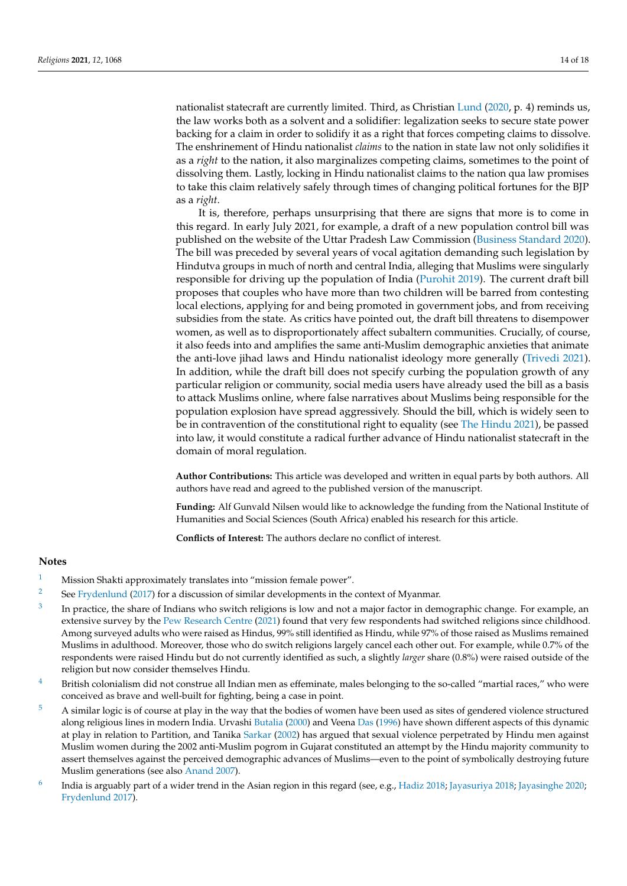nationalist statecraft are currently limited. Third, as Christian Lund (2020, p. 4) reminds us, the law works both as a solvent and a solidifier: legalization seeks to secure state power backing for a claim in order to solidify it as a right that forces competing claims to dissolve. The enshrinement of Hindu nationalist *claims* to the nation in state law not only solidifies it as a *right* to the nation, it also marginalizes competing claims, sometimes to the point of dissolving them. Lastly, locking in Hindu nationalist claims to the nation qua law promises to take this claim relatively safely through times of changing political fortunes for the BJP as a *right*.

It is, therefore, perhaps unsurprising that there are signs that more is to come in this regard. In early July 2021, for example, a draft of a new population control bill was published on the website of the Uttar Pradesh Law Commission (Business Standard 2020). The bill was preceded by several years of vocal agitation demanding such legislation by Hindutva groups in much of north and central India, alleging that Muslims were singularly responsible for driving up the population of India (Purohit 2019). The current draft bill proposes that couples who have more than two children will be barred from contesting local elections, applying for and being promoted in government jobs, and from receiving subsidies from the state. As critics have pointed out, the draft bill threatens to disempower women, as well as to disproportionately affect subaltern communities. Crucially, of course, it also feeds into and amplifies the same anti-Muslim demographic anxieties that animate the anti-love jihad laws and Hindu nationalist ideology more generally (Trivedi 2021). In addition, while the draft bill does not specify curbing the population growth of any particular religion or community, social media users have already used the bill as a basis to attack Muslims online, where false narratives about Muslims being responsible for the population explosion have spread aggressively. Should the bill, which is widely seen to be in contravention of the constitutional right to equality (see The Hindu 2021), be passed into law, it would constitute a radical further advance of Hindu nationalist statecraft in the domain of moral regulation.

**Author Contributions:** This article was developed and written in equal parts by both authors. All authors have read and agreed to the published version of the manuscript.

**Funding:** Alf Gunvald Nilsen would like to acknowledge the funding from the National Institute of Humanities and Social Sciences (South Africa) enabled his research for this article.

**Conflicts of Interest:** The authors declare no conflict of interest.

## Notes

1. Mission Shakti approximately translates into "mission female power".
2. See Frydenlund (2017) for a discussion of similar developments in the context of Myanmar.
3. In practice, the share of Indians who switch religions is low and not a major factor in demographic change. For example, an extensive survey by the Pew Research Centre (2021) found that very few respondents had switched religions since childhood. Among surveyed adults who were raised as Hindus, 99% still identified as Hindu, while 97% of those raised as Muslims remained Muslims in adulthood. Moreover, those who do switch religions largely cancel each other out. For example, while 0.7% of the respondents were raised Hindu but do not currently identified as such, a slightly *larger* share (0.8%) were raised outside of the religion but now consider themselves Hindu.
4. British colonialism did not construe all Indian men as effeminate, males belonging to the so-called "martial races," who were conceived as brave and well-built for fighting, being a case in point.
5. A similar logic is of course at play in the way that the bodies of women have been used as sites of gendered violence structured along religious lines in modern India. Urvashi Butalia (2000) and Veena Das (1996) have shown different aspects of this dynamic at play in relation to Partition, and Tanika Sarkar (2002) has argued that sexual violence perpetrated by Hindu men against Muslim women during the 2002 anti-Muslim pogrom in Gujarat constituted an attempt by the Hindu majority community to assert themselves against the perceived demographic advances of Muslims—even to the point of symbolically destroying future Muslim generations (see also Anand 2007).
6. India is arguably part of a wider trend in the Asian region in this regard (see, e.g., Hadiz 2018; Jayasuriya 2018; Jayasinghe 2020; Frydenlund 2017).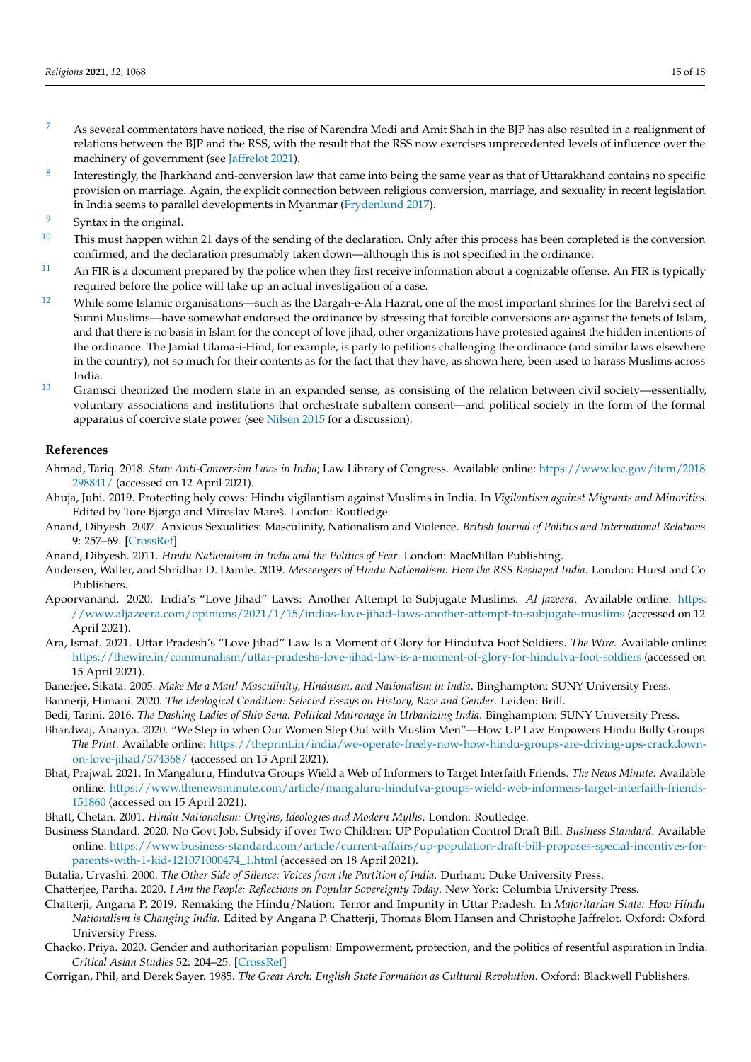[7] As several commentators have noticed, the rise of Narendra Modi and Amit Shah in the BJP has also resulted in a realignment of relations between the BJP and the RSS, with the result that the RSS now exercises unprecedented levels of influence over the machinery of government (see Jaffrelot 2021).

[8] Interestingly, the Jharkhand anti-conversion law that came into being the same year as that of Uttarakhand contains no specific provision on marriage. Again, the explicit connection between religious conversion, marriage, and sexuality in recent legislation in India seems to parallel developments in Myanmar (Frydenlund 2017).

[9] Syntax in the original.

[10] This must happen within 21 days of the sending of the declaration. Only after this process has been completed is the conversion confirmed, and the declaration presumably taken down—although this is not specified in the ordinance.

[11] An FIR is a document prepared by the police when they first receive information about a cognizable offense. An FIR is typically required before the police will take up an actual investigation of a case.

[12] While some Islamic organisations—such as the Dargah-e-Ala Hazrat, one of the most important shrines for the Barelvi sect of Sunni Muslims—have somewhat endorsed the ordinance by stressing that forcible conversions are against the tenets of Islam, and that there is no basis in Islam for the concept of love jihad, other organizations have protested against the hidden intentions of the ordinance. The Jamiat Ulama-i-Hind, for example, is party to petitions challenging the ordinance (and similar laws elsewhere in the country), not so much for their contents as for the fact that they have, as shown here, been used to harass Muslims across India.

[13] Gramsci theorized the modern state in an expanded sense, as consisting of the relation between civil society—essentially, voluntary associations and institutions that orchestrate subaltern consent—and political society in the form of the formal apparatus of coercive state power (see Nilsen 2015 for a discussion).

## References

Ahmad, Tariq. 2018. *State Anti-Conversion Laws in India*; Law Library of Congress. Available online: https://www.loc.gov/item/2018298841/ (accessed on 12 April 2021).

Ahuja, Juhi. 2019. Protecting holy cows: Hindu vigilantism against Muslims in India. In *Vigilantism against Migrants and Minorities*. Edited by Tore Bjørgo and Miroslav Mareš. London: Routledge.

Anand, Dibyesh. 2007. Anxious Sexualities: Masculinity, Nationalism and Violence. *British Journal of Politics and International Relations* 9: 257–69. [CrossRef]

Anand, Dibyesh. 2011. *Hindu Nationalism in India and the Politics of Fear*. London: MacMillan Publishing.

Andersen, Walter, and Shridhar D. Damle. 2019. *Messengers of Hindu Nationalism: How the RSS Reshaped India*. London: Hurst and Co Publishers.

Apoorvanand. 2020. India's "Love Jihad" Laws: Another Attempt to Subjugate Muslims. *Al Jazeera*. Available online: https://www.aljazeera.com/opinions/2021/1/15/indias-love-jihad-laws-another-attempt-to-subjugate-muslims (accessed on 12 April 2021).

Ara, Ismat. 2021. Uttar Pradesh's "Love Jihad" Law Is a Moment of Glory for Hindutva Foot Soldiers. *The Wire*. Available online: https://thewire.in/communalism/uttar-pradeshs-love-jihad-law-is-a-moment-of-glory-for-hindutva-foot-soldiers (accessed on 15 April 2021).

Banerjee, Sikata. 2005. *Make Me a Man! Masculinity, Hinduism, and Nationalism in India*. Binghampton: SUNY University Press.

Bannerji, Himani. 2020. *The Ideological Condition: Selected Essays on History, Race and Gender*. Leiden: Brill.

Bedi, Tarini. 2016. *The Dashing Ladies of Shiv Sena: Political Matronage in Urbanizing India*. Binghampton: SUNY University Press.

Bhardwaj, Ananya. 2020. "We Step in when Our Women Step Out with Muslim Men"—How UP Law Empowers Hindu Bully Groups. *The Print*. Available online: https://theprint.in/india/we-operate-freely-now-how-hindu-groups-are-driving-ups-crackdown-on-love-jihad/574368/ (accessed on 15 April 2021).

Bhat, Prajwal. 2021. In Mangaluru, Hindutva Groups Wield a Web of Informers to Target Interfaith Friends. *The News Minute*. Available online: https://www.thenewsminute.com/article/mangaluru-hindutva-groups-wield-web-informers-target-interfaith-friends-151860 (accessed on 15 April 2021).

Bhatt, Chetan. 2001. *Hindu Nationalism: Origins, Ideologies and Modern Myths*. London: Routledge.

Business Standard. 2020. No Govt Job, Subsidy if over Two Children: UP Population Control Draft Bill. *Business Standard*. Available online: https://www.business-standard.com/article/current-affairs/up-population-draft-bill-proposes-special-incentives-for-parents-with-1-kid-121071000474_1.html (accessed on 18 April 2021).

Butalia, Urvashi. 2000. *The Other Side of Silence: Voices from the Partition of India*. Durham: Duke University Press.

Chatterjee, Partha. 2020. *I Am the People: Reflections on Popular Sovereignty Today*. New York: Columbia University Press.

Chatterji, Angana P. 2019. Remaking the Hindu/Nation: Terror and Impunity in Uttar Pradesh. In *Majoritarian State: How Hindu Nationalism is Changing India*. Edited by Angana P. Chatterji, Thomas Blom Hansen and Christophe Jaffrelot. Oxford: Oxford University Press.

Chacko, Priya. 2020. Gender and authoritarian populism: Empowerment, protection, and the politics of resentful aspiration in India. *Critical Asian Studies* 52: 204–25. [CrossRef]

Corrigan, Phil, and Derek Sayer. 1985. *The Great Arch: English State Formation as Cultural Revolution*. Oxford: Blackwell Publishers.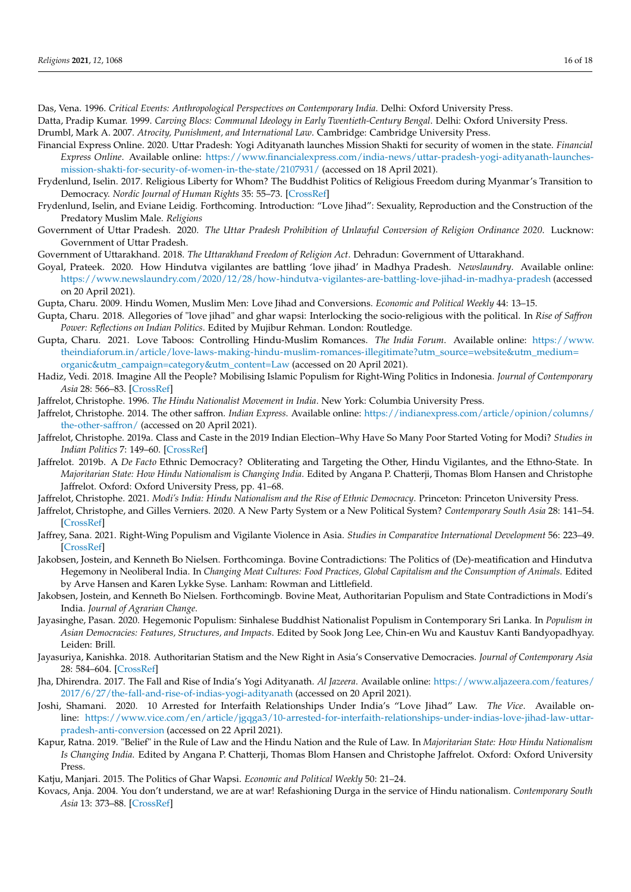Das, Vena. 1996. *Critical Events: Anthropological Perspectives on Contemporary India*. Delhi: Oxford University Press.

Datta, Pradip Kumar. 1999. *Carving Blocs: Communal Ideology in Early Twentieth-Century Bengal*. Delhi: Oxford University Press.

Drumbl, Mark A. 2007. *Atrocity, Punishment, and International Law*. Cambridge: Cambridge University Press.

Financial Express Online. 2020. Uttar Pradesh: Yogi Adityanath launches Mission Shakti for security of women in the state. *Financial Express Online*. Available online: https://www.financialexpress.com/india-news/uttar-pradesh-yogi-adityanath-launches-mission-shakti-for-security-of-women-in-the-state/2107931/ (accessed on 18 April 2021).

Frydenlund, Iselin. 2017. Religious Liberty for Whom? The Buddhist Politics of Religious Freedom during Myanmar's Transition to Democracy. *Nordic Journal of Human Rights* 35: 55–73. [CrossRef]

Frydenlund, Iselin, and Eviane Leidig. Forthcoming. Introduction: "Love Jihad": Sexuality, Reproduction and the Construction of the Predatory Muslim Male. *Religions*

Government of Uttar Pradesh. 2020. *The Uttar Pradesh Prohibition of Unlawful Conversion of Religion Ordinance 2020*. Lucknow: Government of Uttar Pradesh.

Government of Uttarakhand. 2018. *The Uttarakhand Freedom of Religion Act*. Dehradun: Government of Uttarakhand.

Goyal, Prateek. 2020. How Hindutva vigilantes are battling 'love jihad' in Madhya Pradesh. *Newslaundry*. Available online: https://www.newslaundry.com/2020/12/28/how-hindutva-vigilantes-are-battling-love-jihad-in-madhya-pradesh (accessed on 20 April 2021).

Gupta, Charu. 2009. Hindu Women, Muslim Men: Love Jihad and Conversions. *Economic and Political Weekly* 44: 13–15.

Gupta, Charu. 2018. Allegories of "love jihad" and ghar wapsi: Interlocking the socio-religious with the political. In *Rise of Saffron Power: Reflections on Indian Politics*. Edited by Mujibur Rehman. London: Routledge.

Gupta, Charu. 2021. Love Taboos: Controlling Hindu-Muslim Romances. *The India Forum*. Available online: https://www.theindiaforum.in/article/love-laws-making-hindu-muslim-romances-illegitimate?utm_source=website&utm_medium=organic&utm_campaign=category&utm_content=Law (accessed on 20 April 2021).

Hadiz, Vedi. 2018. Imagine All the People? Mobilising Islamic Populism for Right-Wing Politics in Indonesia. *Journal of Contemporary Asia* 28: 566–83. [CrossRef]

Jaffrelot, Christophe. 1996. *The Hindu Nationalist Movement in India*. New York: Columbia University Press.

Jaffrelot, Christophe. 2014. The other saffron. *Indian Express*. Available online: https://indianexpress.com/article/opinion/columns/the-other-saffron/ (accessed on 20 April 2021).

Jaffrelot, Christophe. 2019a. Class and Caste in the 2019 Indian Election–Why Have So Many Poor Started Voting for Modi? *Studies in Indian Politics* 7: 149–60. [CrossRef]

Jaffrelot. 2019b. A *De Facto* Ethnic Democracy? Obliterating and Targeting the Other, Hindu Vigilantes, and the Ethno-State. In *Majoritarian State: How Hindu Nationalism is Changing India*. Edited by Angana P. Chatterji, Thomas Blom Hansen and Christophe Jaffrelot. Oxford: Oxford University Press, pp. 41–68.

Jaffrelot, Christophe. 2021. *Modi's India: Hindu Nationalism and the Rise of Ethnic Democracy*. Princeton: Princeton University Press.

Jaffrelot, Christophe, and Gilles Verniers. 2020. A New Party System or a New Political System? *Contemporary South Asia* 28: 141–54. [CrossRef]

Jaffrey, Sana. 2021. Right-Wing Populism and Vigilante Violence in Asia. *Studies in Comparative International Development* 56: 223–49. [CrossRef]

Jakobsen, Jostein, and Kenneth Bo Nielsen. Forthcominga. Bovine Contradictions: The Politics of (De)-meatification and Hindutva Hegemony in Neoliberal India. In *Changing Meat Cultures: Food Practices, Global Capitalism and the Consumption of Animals*. Edited by Arve Hansen and Karen Lykke Syse. Lanham: Rowman and Littlefield.

Jakobsen, Jostein, and Kenneth Bo Nielsen. Forthcomingb. Bovine Meat, Authoritarian Populism and State Contradictions in Modi's India. *Journal of Agrarian Change*.

Jayasinghe, Pasan. 2020. Hegemonic Populism: Sinhalese Buddhist Nationalist Populism in Contemporary Sri Lanka. In *Populism in Asian Democracies: Features, Structures, and Impacts*. Edited by Sook Jong Lee, Chin-en Wu and Kaustuv Kanti Bandyopadhyay. Leiden: Brill.

Jayasuriya, Kanishka. 2018. Authoritarian Statism and the New Right in Asia's Conservative Democracies. *Journal of Contemporary Asia* 28: 584–604. [CrossRef]

Jha, Dhirendra. 2017. The Fall and Rise of India's Yogi Adityanath. *Al Jazeera*. Available online: https://www.aljazeera.com/features/2017/6/27/the-fall-and-rise-of-indias-yogi-adityanath (accessed on 20 April 2021).

Joshi, Shamani. 2020. 10 Arrested for Interfaith Relationships Under India's "Love Jihad" Law. *The Vice*. Available online: https://www.vice.com/en/article/jgqga3/10-arrested-for-interfaith-relationships-under-indias-love-jihad-law-uttar-pradesh-anti-conversion (accessed on 22 April 2021).

Kapur, Ratna. 2019. "Belief" in the Rule of Law and the Hindu Nation and the Rule of Law. In *Majoritarian State: How Hindu Nationalism Is Changing India*. Edited by Angana P. Chatterji, Thomas Blom Hansen and Christophe Jaffrelot. Oxford: Oxford University Press.

Katju, Manjari. 2015. The Politics of Ghar Wapsi. *Economic and Political Weekly* 50: 21–24.

Kovacs, Anja. 2004. You don't understand, we are at war! Refashioning Durga in the service of Hindu nationalism. *Contemporary South Asia* 13: 373–88. [CrossRef]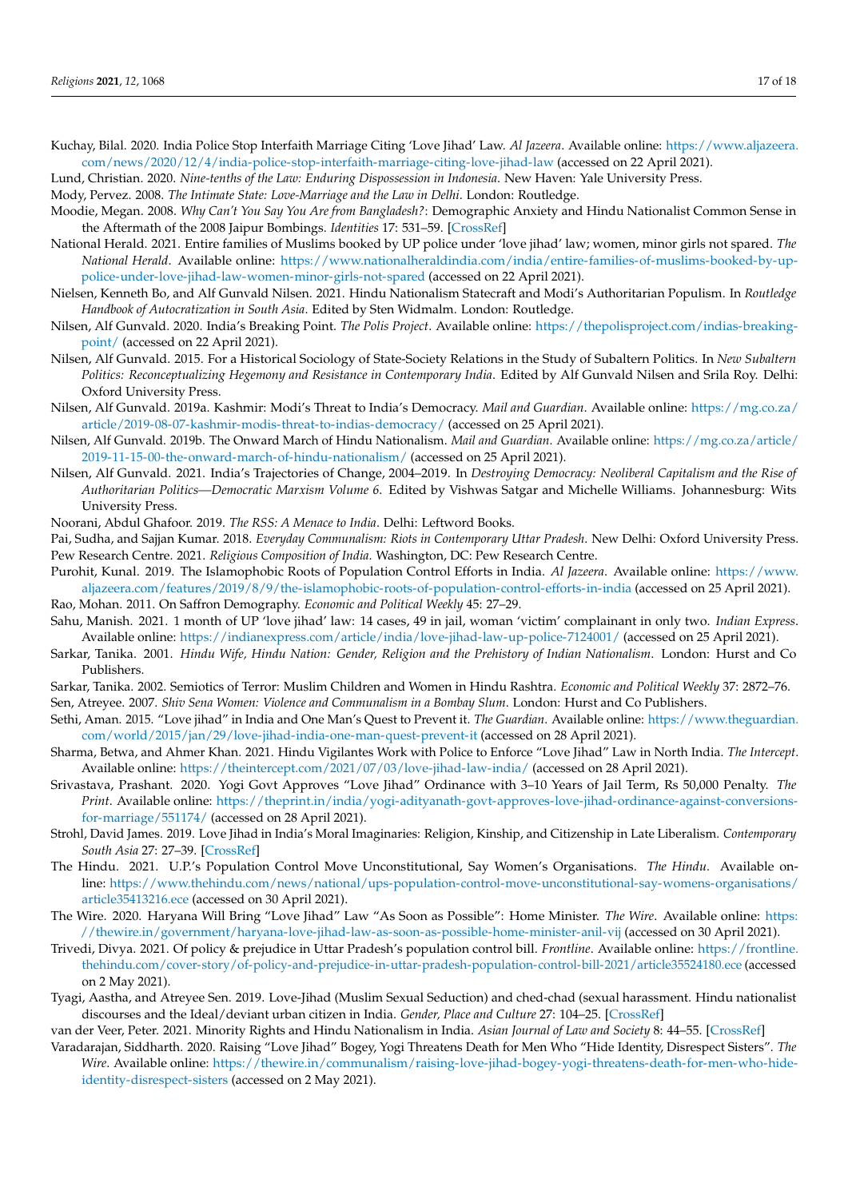Kuchay, Bilal. 2020. India Police Stop Interfaith Marriage Citing 'Love Jihad' Law. *Al Jazeera*. Available online: https://www.aljazeera.com/news/2020/12/4/india-police-stop-interfaith-marriage-citing-love-jihad-law (accessed on 22 April 2021).

Lund, Christian. 2020. *Nine-tenths of the Law: Enduring Dispossession in Indonesia*. New Haven: Yale University Press.

Mody, Pervez. 2008. *The Intimate State: Love-Marriage and the Law in Delhi*. London: Routledge.

Moodie, Megan. 2008. *Why Can't You Say You Are from Bangladesh?*: Demographic Anxiety and Hindu Nationalist Common Sense in the Aftermath of the 2008 Jaipur Bombings. *Identities* 17: 531–59. [CrossRef]

National Herald. 2021. Entire families of Muslims booked by UP police under 'love jihad' law; women, minor girls not spared. *The National Herald*. Available online: https://www.nationalheraldindia.com/india/entire-families-of-muslims-booked-by-up-police-under-love-jihad-law-women-minor-girls-not-spared (accessed on 22 April 2021).

Nielsen, Kenneth Bo, and Alf Gunvald Nilsen. 2021. Hindu Nationalism Statecraft and Modi's Authoritarian Populism. In *Routledge Handbook of Autocratization in South Asia*. Edited by Sten Widmalm. London: Routledge.

Nilsen, Alf Gunvald. 2020. India's Breaking Point. *The Polis Project*. Available online: https://thepolisproject.com/indias-breaking-point/ (accessed on 22 April 2021).

Nilsen, Alf Gunvald. 2015. For a Historical Sociology of State-Society Relations in the Study of Subaltern Politics. In *New Subaltern Politics: Reconceptualizing Hegemony and Resistance in Contemporary India*. Edited by Alf Gunvald Nilsen and Srila Roy. Delhi: Oxford University Press.

Nilsen, Alf Gunvald. 2019a. Kashmir: Modi's Threat to India's Democracy. *Mail and Guardian*. Available online: https://mg.co.za/article/2019-08-07-kashmir-modis-threat-to-indias-democracy/ (accessed on 25 April 2021).

Nilsen, Alf Gunvald. 2019b. The Onward March of Hindu Nationalism. *Mail and Guardian*. Available online: https://mg.co.za/article/2019-11-15-00-the-onward-march-of-hindu-nationalism/ (accessed on 25 April 2021).

Nilsen, Alf Gunvald. 2021. India's Trajectories of Change, 2004–2019. In *Destroying Democracy: Neoliberal Capitalism and the Rise of Authoritarian Politics—Democratic Marxism Volume 6*. Edited by Vishwas Satgar and Michelle Williams. Johannesburg: Wits University Press.

Noorani, Abdul Ghafoor. 2019. *The RSS: A Menace to India*. Delhi: Leftword Books.

Pai, Sudha, and Sajjan Kumar. 2018. *Everyday Communalism: Riots in Contemporary Uttar Pradesh*. New Delhi: Oxford University Press.

Pew Research Centre. 2021. *Religious Composition of India*. Washington, DC: Pew Research Centre.

Purohit, Kunal. 2019. The Islamophobic Roots of Population Control Efforts in India. *Al Jazeera*. Available online: https://www.aljazeera.com/features/2019/8/9/the-islamophobic-roots-of-population-control-efforts-in-india (accessed on 25 April 2021).

Rao, Mohan. 2011. On Saffron Demography. *Economic and Political Weekly* 45: 27–29.

Sahu, Manish. 2021. 1 month of UP 'love jihad' law: 14 cases, 49 in jail, woman 'victim' complainant in only two. *Indian Express*. Available online: https://indianexpress.com/article/india/love-jihad-law-up-police-7124001/ (accessed on 25 April 2021).

Sarkar, Tanika. 2001. *Hindu Wife, Hindu Nation: Gender, Religion and the Prehistory of Indian Nationalism*. London: Hurst and Co Publishers.

Sarkar, Tanika. 2002. Semiotics of Terror: Muslim Children and Women in Hindu Rashtra. *Economic and Political Weekly* 37: 2872–76.

Sen, Atreyee. 2007. *Shiv Sena Women: Violence and Communalism in a Bombay Slum*. London: Hurst and Co Publishers.

Sethi, Aman. 2015. "Love jihad" in India and One Man's Quest to Prevent it. *The Guardian*. Available online: https://www.theguardian.com/world/2015/jan/29/love-jihad-india-one-man-quest-prevent-it (accessed on 28 April 2021).

Sharma, Betwa, and Ahmer Khan. 2021. Hindu Vigilantes Work with Police to Enforce "Love Jihad" Law in North India. *The Intercept*. Available online: https://theintercept.com/2021/07/03/love-jihad-law-india/ (accessed on 28 April 2021).

Srivastava, Prashant. 2020. Yogi Govt Approves "Love Jihad" Ordinance with 3–10 Years of Jail Term, Rs 50,000 Penalty. *The Print*. Available online: https://theprint.in/india/yogi-adityanath-govt-approves-love-jihad-ordinance-against-conversions-for-marriage/551174/ (accessed on 28 April 2021).

Strohl, David James. 2019. Love Jihad in India's Moral Imaginaries: Religion, Kinship, and Citizenship in Late Liberalism. *Contemporary South Asia* 27: 27–39. [CrossRef]

The Hindu. 2021. U.P.'s Population Control Move Unconstitutional, Say Women's Organisations. *The Hindu*. Available online: https://www.thehindu.com/news/national/ups-population-control-move-unconstitutional-say-womens-organisations/article35413216.ece (accessed on 30 April 2021).

The Wire. 2020. Haryana Will Bring "Love Jihad" Law "As Soon as Possible": Home Minister. *The Wire*. Available online: https://thewire.in/government/haryana-love-jihad-law-as-soon-as-possible-home-minister-anil-vij (accessed on 30 April 2021).

Trivedi, Divya. 2021. Of policy & prejudice in Uttar Pradesh's population control bill. *Frontline*. Available online: https://frontline.thehindu.com/cover-story/of-policy-and-prejudice-in-uttar-pradesh-population-control-bill-2021/article35524180.ece (accessed on 2 May 2021).

Tyagi, Aastha, and Atreyee Sen. 2019. Love-Jihad (Muslim Sexual Seduction) and ched-chad (sexual harassment. Hindu nationalist discourses and the Ideal/deviant urban citizen in India. *Gender, Place and Culture* 27: 104–25. [CrossRef]

van der Veer, Peter. 2021. Minority Rights and Hindu Nationalism in India. *Asian Journal of Law and Society* 8: 44–55. [CrossRef]

Varadarajan, Siddharth. 2020. Raising "Love Jihad" Bogey, Yogi Threatens Death for Men Who "Hide Identity, Disrespect Sisters". *The Wire*. Available online: https://thewire.in/communalism/raising-love-jihad-bogey-yogi-threatens-death-for-men-who-hide-identity-disrespect-sisters (accessed on 2 May 2021).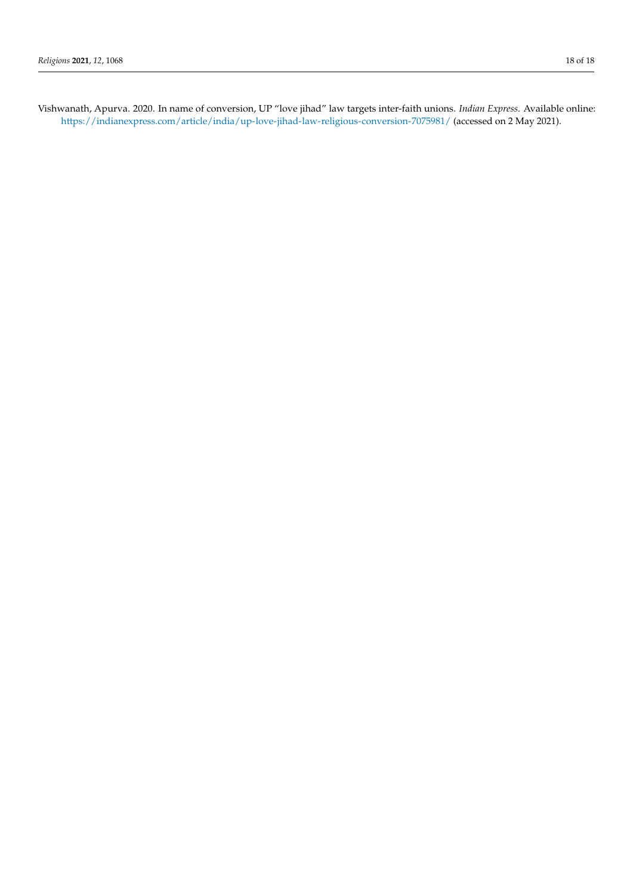Vishwanath, Apurva. 2020. In name of conversion, UP "love jihad" law targets inter-faith unions. *Indian Express*. Available online: https://indianexpress.com/article/india/up-love-jihad-law-religious-conversion-7075981/ (accessed on 2 May 2021).